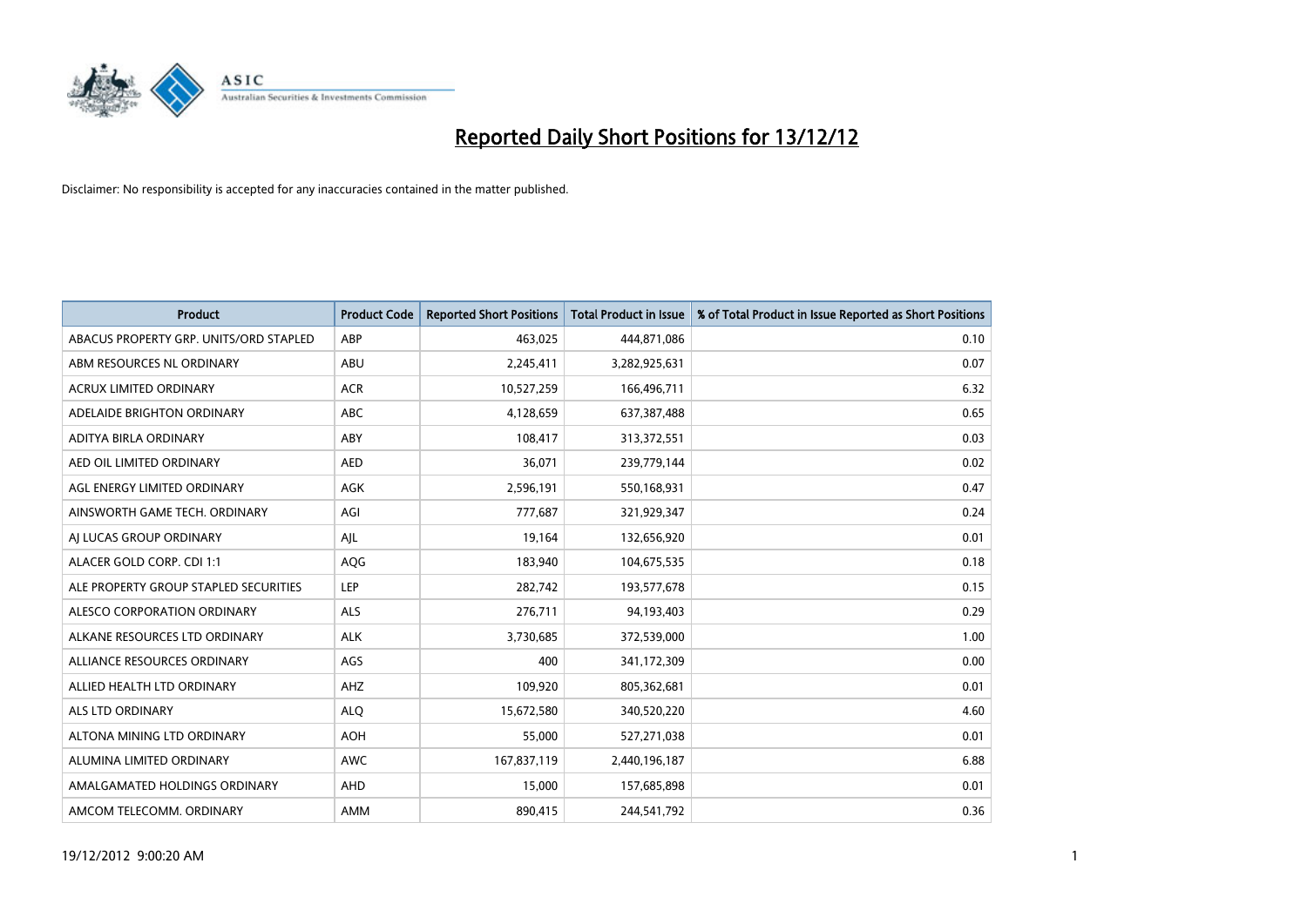# Reported Daily Short Positions for 13/12/12

Disclaimer: No responsibility is accepted for any inaccuracies contained in the matter published.

| Product | Product Code | Reported Short Positions | Total Product in Issue | % of Total Product in Issue Reported as Short Positions |
|---|---|---|---|---|
| ABACUS PROPERTY GRP. UNITS/ORD STAPLED | ABP | 463,025 | 444,871,086 | 0.10 |
| ABM RESOURCES NL ORDINARY | ABU | 2,245,411 | 3,282,925,631 | 0.07 |
| ACRUX LIMITED ORDINARY | ACR | 10,527,259 | 166,496,711 | 6.32 |
| ADELAIDE BRIGHTON ORDINARY | ABC | 4,128,659 | 637,387,488 | 0.65 |
| ADITYA BIRLA ORDINARY | ABY | 108,417 | 313,372,551 | 0.03 |
| AED OIL LIMITED ORDINARY | AED | 36,071 | 239,779,144 | 0.02 |
| AGL ENERGY LIMITED ORDINARY | AGK | 2,596,191 | 550,168,931 | 0.47 |
| AINSWORTH GAME TECH. ORDINARY | AGI | 777,687 | 321,929,347 | 0.24 |
| AJ LUCAS GROUP ORDINARY | AJL | 19,164 | 132,656,920 | 0.01 |
| ALACER GOLD CORP. CDI 1:1 | AQG | 183,940 | 104,675,535 | 0.18 |
| ALE PROPERTY GROUP STAPLED SECURITIES | LEP | 282,742 | 193,577,678 | 0.15 |
| ALESCO CORPORATION ORDINARY | ALS | 276,711 | 94,193,403 | 0.29 |
| ALKANE RESOURCES LTD ORDINARY | ALK | 3,730,685 | 372,539,000 | 1.00 |
| ALLIANCE RESOURCES ORDINARY | AGS | 400 | 341,172,309 | 0.00 |
| ALLIED HEALTH LTD ORDINARY | AHZ | 109,920 | 805,362,681 | 0.01 |
| ALS LTD ORDINARY | ALQ | 15,672,580 | 340,520,220 | 4.60 |
| ALTONA MINING LTD ORDINARY | AOH | 55,000 | 527,271,038 | 0.01 |
| ALUMINA LIMITED ORDINARY | AWC | 167,837,119 | 2,440,196,187 | 6.88 |
| AMALGAMATED HOLDINGS ORDINARY | AHD | 15,000 | 157,685,898 | 0.01 |
| AMCOM TELECOMM. ORDINARY | AMM | 890,415 | 244,541,792 | 0.36 |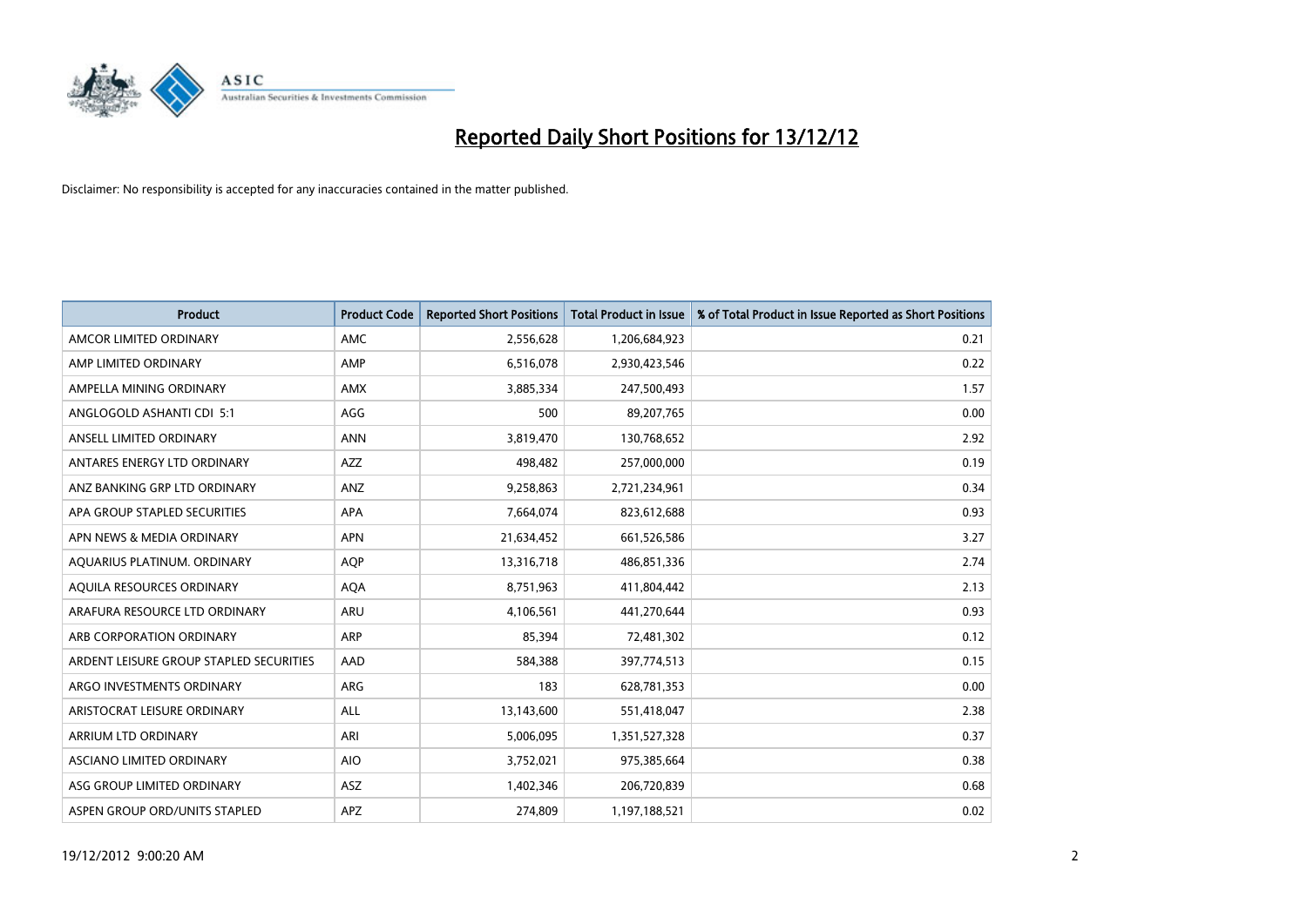# Reported Daily Short Positions for 13/12/12

Disclaimer: No responsibility is accepted for any inaccuracies contained in the matter published.

| Product | Product Code | Reported Short Positions | Total Product in Issue | % of Total Product in Issue Reported as Short Positions |
|---|---|---|---|---|
| AMCOR LIMITED ORDINARY | AMC | 2,556,628 | 1,206,684,923 | 0.21 |
| AMP LIMITED ORDINARY | AMP | 6,516,078 | 2,930,423,546 | 0.22 |
| AMPELLA MINING ORDINARY | AMX | 3,885,334 | 247,500,493 | 1.57 |
| ANGLOGOLD ASHANTI CDI 5:1 | AGG | 500 | 89,207,765 | 0.00 |
| ANSELL LIMITED ORDINARY | ANN | 3,819,470 | 130,768,652 | 2.92 |
| ANTARES ENERGY LTD ORDINARY | AZZ | 498,482 | 257,000,000 | 0.19 |
| ANZ BANKING GRP LTD ORDINARY | ANZ | 9,258,863 | 2,721,234,961 | 0.34 |
| APA GROUP STAPLED SECURITIES | APA | 7,664,074 | 823,612,688 | 0.93 |
| APN NEWS & MEDIA ORDINARY | APN | 21,634,452 | 661,526,586 | 3.27 |
| AQUARIUS PLATINUM. ORDINARY | AQP | 13,316,718 | 486,851,336 | 2.74 |
| AQUILA RESOURCES ORDINARY | AQA | 8,751,963 | 411,804,442 | 2.13 |
| ARAFURA RESOURCE LTD ORDINARY | ARU | 4,106,561 | 441,270,644 | 0.93 |
| ARB CORPORATION ORDINARY | ARP | 85,394 | 72,481,302 | 0.12 |
| ARDENT LEISURE GROUP STAPLED SECURITIES | AAD | 584,388 | 397,774,513 | 0.15 |
| ARGO INVESTMENTS ORDINARY | ARG | 183 | 628,781,353 | 0.00 |
| ARISTOCRAT LEISURE ORDINARY | ALL | 13,143,600 | 551,418,047 | 2.38 |
| ARRIUM LTD ORDINARY | ARI | 5,006,095 | 1,351,527,328 | 0.37 |
| ASCIANO LIMITED ORDINARY | AIO | 3,752,021 | 975,385,664 | 0.38 |
| ASG GROUP LIMITED ORDINARY | ASZ | 1,402,346 | 206,720,839 | 0.68 |
| ASPEN GROUP ORD/UNITS STAPLED | APZ | 274,809 | 1,197,188,521 | 0.02 |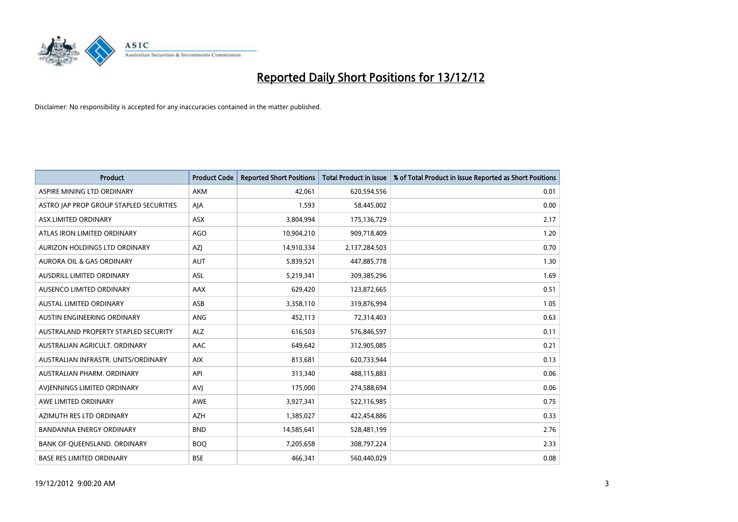# Reported Daily Short Positions for 13/12/12

Disclaimer: No responsibility is accepted for any inaccuracies contained in the matter published.

| Product | Product Code | Reported Short Positions | Total Product in Issue | % of Total Product in Issue Reported as Short Positions |
|---|---|---|---|---|
| ASPIRE MINING LTD ORDINARY | AKM | 42,061 | 620,594,556 | 0.01 |
| ASTRO JAP PROP GROUP STAPLED SECURITIES | AJA | 1,593 | 58,445,002 | 0.00 |
| ASX LIMITED ORDINARY | ASX | 3,804,994 | 175,136,729 | 2.17 |
| ATLAS IRON LIMITED ORDINARY | AGO | 10,904,210 | 909,718,409 | 1.20 |
| AURIZON HOLDINGS LTD ORDINARY | AZJ | 14,910,334 | 2,137,284,503 | 0.70 |
| AURORA OIL & GAS ORDINARY | AUT | 5,839,521 | 447,885,778 | 1.30 |
| AUSDRILL LIMITED ORDINARY | ASL | 5,219,341 | 309,385,296 | 1.69 |
| AUSENCO LIMITED ORDINARY | AAX | 629,420 | 123,872,665 | 0.51 |
| AUSTAL LIMITED ORDINARY | ASB | 3,358,110 | 319,876,994 | 1.05 |
| AUSTIN ENGINEERING ORDINARY | ANG | 452,113 | 72,314,403 | 0.63 |
| AUSTRALAND PROPERTY STAPLED SECURITY | ALZ | 616,503 | 576,846,597 | 0.11 |
| AUSTRALIAN AGRICULT. ORDINARY | AAC | 649,642 | 312,905,085 | 0.21 |
| AUSTRALIAN INFRASTR. UNITS/ORDINARY | AIX | 813,681 | 620,733,944 | 0.13 |
| AUSTRALIAN PHARM. ORDINARY | API | 313,340 | 488,115,883 | 0.06 |
| AVJENNINGS LIMITED ORDINARY | AVJ | 175,000 | 274,588,694 | 0.06 |
| AWE LIMITED ORDINARY | AWE | 3,927,341 | 522,116,985 | 0.75 |
| AZIMUTH RES LTD ORDINARY | AZH | 1,385,027 | 422,454,886 | 0.33 |
| BANDANNA ENERGY ORDINARY | BND | 14,585,641 | 528,481,199 | 2.76 |
| BANK OF QUEENSLAND. ORDINARY | BOQ | 7,205,658 | 308,797,224 | 2.33 |
| BASE RES LIMITED ORDINARY | BSE | 466,341 | 560,440,029 | 0.08 |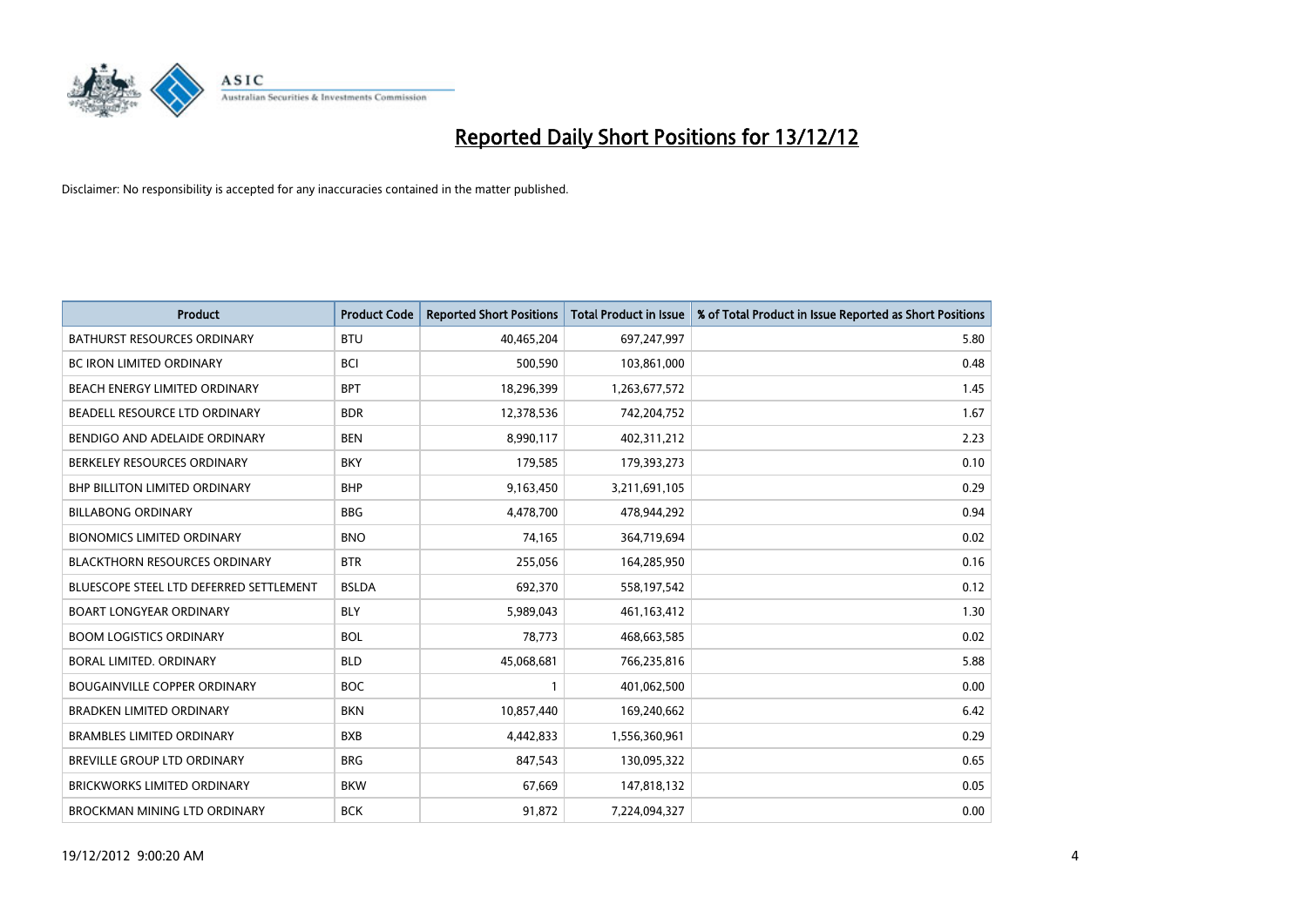# Reported Daily Short Positions for 13/12/12

Disclaimer: No responsibility is accepted for any inaccuracies contained in the matter published.

| Product | Product Code | Reported Short Positions | Total Product in Issue | % of Total Product in Issue Reported as Short Positions |
|---|---|---|---|---|
| BATHURST RESOURCES ORDINARY | BTU | 40,465,204 | 697,247,997 | 5.80 |
| BC IRON LIMITED ORDINARY | BCI | 500,590 | 103,861,000 | 0.48 |
| BEACH ENERGY LIMITED ORDINARY | BPT | 18,296,399 | 1,263,677,572 | 1.45 |
| BEADELL RESOURCE LTD ORDINARY | BDR | 12,378,536 | 742,204,752 | 1.67 |
| BENDIGO AND ADELAIDE ORDINARY | BEN | 8,990,117 | 402,311,212 | 2.23 |
| BERKELEY RESOURCES ORDINARY | BKY | 179,585 | 179,393,273 | 0.10 |
| BHP BILLITON LIMITED ORDINARY | BHP | 9,163,450 | 3,211,691,105 | 0.29 |
| BILLABONG ORDINARY | BBG | 4,478,700 | 478,944,292 | 0.94 |
| BIONOMICS LIMITED ORDINARY | BNO | 74,165 | 364,719,694 | 0.02 |
| BLACKTHORN RESOURCES ORDINARY | BTR | 255,056 | 164,285,950 | 0.16 |
| BLUESCOPE STEEL LTD DEFERRED SETTLEMENT | BSLDA | 692,370 | 558,197,542 | 0.12 |
| BOART LONGYEAR ORDINARY | BLY | 5,989,043 | 461,163,412 | 1.30 |
| BOOM LOGISTICS ORDINARY | BOL | 78,773 | 468,663,585 | 0.02 |
| BORAL LIMITED. ORDINARY | BLD | 45,068,681 | 766,235,816 | 5.88 |
| BOUGAINVILLE COPPER ORDINARY | BOC | 1 | 401,062,500 | 0.00 |
| BRADKEN LIMITED ORDINARY | BKN | 10,857,440 | 169,240,662 | 6.42 |
| BRAMBLES LIMITED ORDINARY | BXB | 4,442,833 | 1,556,360,961 | 0.29 |
| BREVILLE GROUP LTD ORDINARY | BRG | 847,543 | 130,095,322 | 0.65 |
| BRICKWORKS LIMITED ORDINARY | BKW | 67,669 | 147,818,132 | 0.05 |
| BROCKMAN MINING LTD ORDINARY | BCK | 91,872 | 7,224,094,327 | 0.00 |

19/12/2012 9:00:20 AM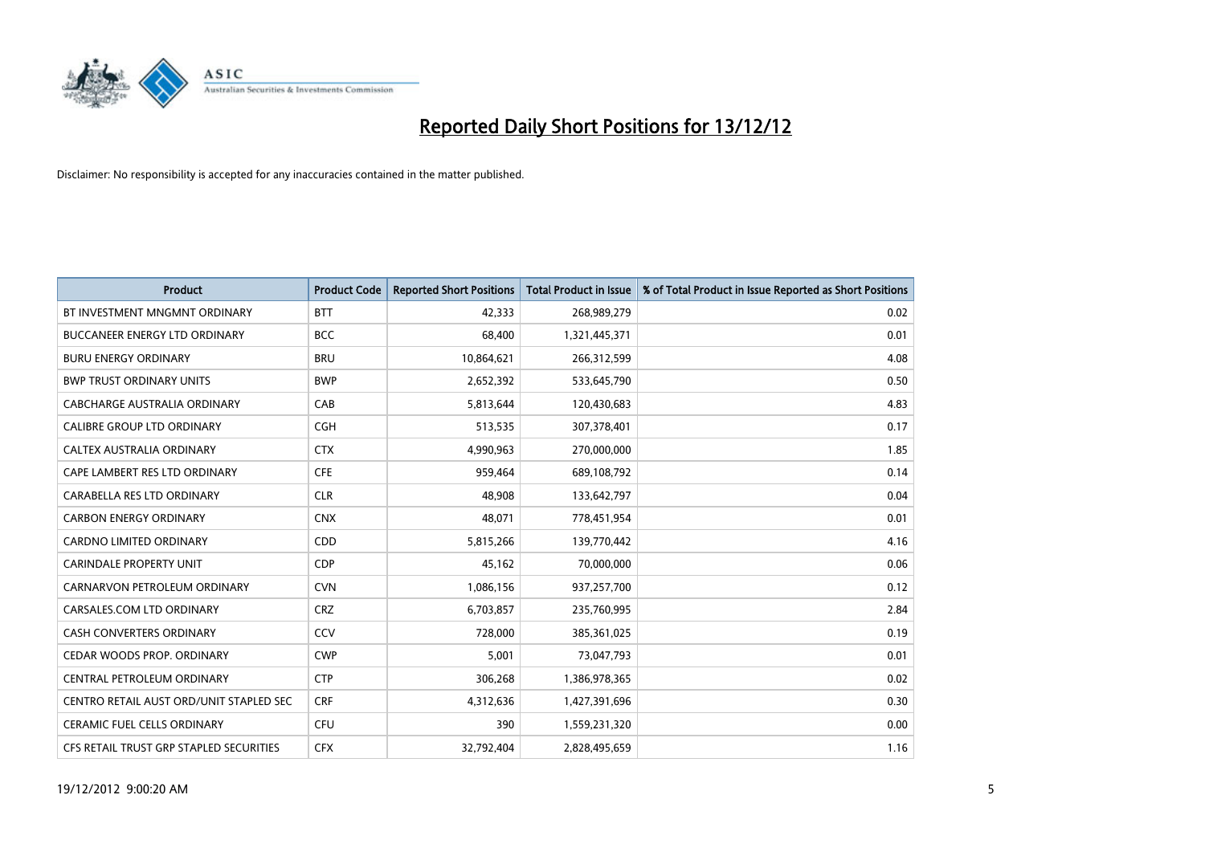# Reported Daily Short Positions for 13/12/12

Disclaimer: No responsibility is accepted for any inaccuracies contained in the matter published.

| Product | Product Code | Reported Short Positions | Total Product in Issue | % of Total Product in Issue Reported as Short Positions |
|---|---|---|---|---|
| BT INVESTMENT MNGMNT ORDINARY | BTT | 42,333 | 268,989,279 | 0.02 |
| BUCCANEER ENERGY LTD ORDINARY | BCC | 68,400 | 1,321,445,371 | 0.01 |
| BURU ENERGY ORDINARY | BRU | 10,864,621 | 266,312,599 | 4.08 |
| BWP TRUST ORDINARY UNITS | BWP | 2,652,392 | 533,645,790 | 0.50 |
| CABCHARGE AUSTRALIA ORDINARY | CAB | 5,813,644 | 120,430,683 | 4.83 |
| CALIBRE GROUP LTD ORDINARY | CGH | 513,535 | 307,378,401 | 0.17 |
| CALTEX AUSTRALIA ORDINARY | CTX | 4,990,963 | 270,000,000 | 1.85 |
| CAPE LAMBERT RES LTD ORDINARY | CFE | 959,464 | 689,108,792 | 0.14 |
| CARABELLA RES LTD ORDINARY | CLR | 48,908 | 133,642,797 | 0.04 |
| CARBON ENERGY ORDINARY | CNX | 48,071 | 778,451,954 | 0.01 |
| CARDNO LIMITED ORDINARY | CDD | 5,815,266 | 139,770,442 | 4.16 |
| CARINDALE PROPERTY UNIT | CDP | 45,162 | 70,000,000 | 0.06 |
| CARNARVON PETROLEUM ORDINARY | CVN | 1,086,156 | 937,257,700 | 0.12 |
| CARSALES.COM LTD ORDINARY | CRZ | 6,703,857 | 235,760,995 | 2.84 |
| CASH CONVERTERS ORDINARY | CCV | 728,000 | 385,361,025 | 0.19 |
| CEDAR WOODS PROP. ORDINARY | CWP | 5,001 | 73,047,793 | 0.01 |
| CENTRAL PETROLEUM ORDINARY | CTP | 306,268 | 1,386,978,365 | 0.02 |
| CENTRO RETAIL AUST ORD/UNIT STAPLED SEC | CRF | 4,312,636 | 1,427,391,696 | 0.30 |
| CERAMIC FUEL CELLS ORDINARY | CFU | 390 | 1,559,231,320 | 0.00 |
| CFS RETAIL TRUST GRP STAPLED SECURITIES | CFX | 32,792,404 | 2,828,495,659 | 1.16 |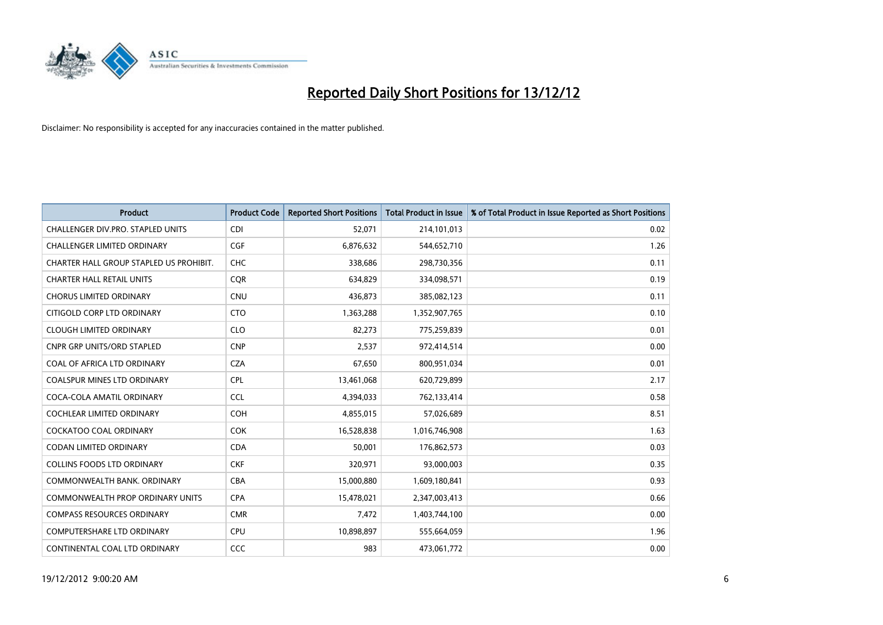# Reported Daily Short Positions for 13/12/12

Disclaimer: No responsibility is accepted for any inaccuracies contained in the matter published.

| Product | Product Code | Reported Short Positions | Total Product in Issue | % of Total Product in Issue Reported as Short Positions |
|---|---|---|---|---|
| CHALLENGER DIV.PRO. STAPLED UNITS | CDI | 52,071 | 214,101,013 | 0.02 |
| CHALLENGER LIMITED ORDINARY | CGF | 6,876,632 | 544,652,710 | 1.26 |
| CHARTER HALL GROUP STAPLED US PROHIBIT. | CHC | 338,686 | 298,730,356 | 0.11 |
| CHARTER HALL RETAIL UNITS | CQR | 634,829 | 334,098,571 | 0.19 |
| CHORUS LIMITED ORDINARY | CNU | 436,873 | 385,082,123 | 0.11 |
| CITIGOLD CORP LTD ORDINARY | CTO | 1,363,288 | 1,352,907,765 | 0.10 |
| CLOUGH LIMITED ORDINARY | CLO | 82,273 | 775,259,839 | 0.01 |
| CNPR GRP UNITS/ORD STAPLED | CNP | 2,537 | 972,414,514 | 0.00 |
| COAL OF AFRICA LTD ORDINARY | CZA | 67,650 | 800,951,034 | 0.01 |
| COALSPUR MINES LTD ORDINARY | CPL | 13,461,068 | 620,729,899 | 2.17 |
| COCA-COLA AMATIL ORDINARY | CCL | 4,394,033 | 762,133,414 | 0.58 |
| COCHLEAR LIMITED ORDINARY | COH | 4,855,015 | 57,026,689 | 8.51 |
| COCKATOO COAL ORDINARY | COK | 16,528,838 | 1,016,746,908 | 1.63 |
| CODAN LIMITED ORDINARY | CDA | 50,001 | 176,862,573 | 0.03 |
| COLLINS FOODS LTD ORDINARY | CKF | 320,971 | 93,000,003 | 0.35 |
| COMMONWEALTH BANK. ORDINARY | CBA | 15,000,880 | 1,609,180,841 | 0.93 |
| COMMONWEALTH PROP ORDINARY UNITS | CPA | 15,478,021 | 2,347,003,413 | 0.66 |
| COMPASS RESOURCES ORDINARY | CMR | 7,472 | 1,403,744,100 | 0.00 |
| COMPUTERSHARE LTD ORDINARY | CPU | 10,898,897 | 555,664,059 | 1.96 |
| CONTINENTAL COAL LTD ORDINARY | CCC | 983 | 473,061,772 | 0.00 |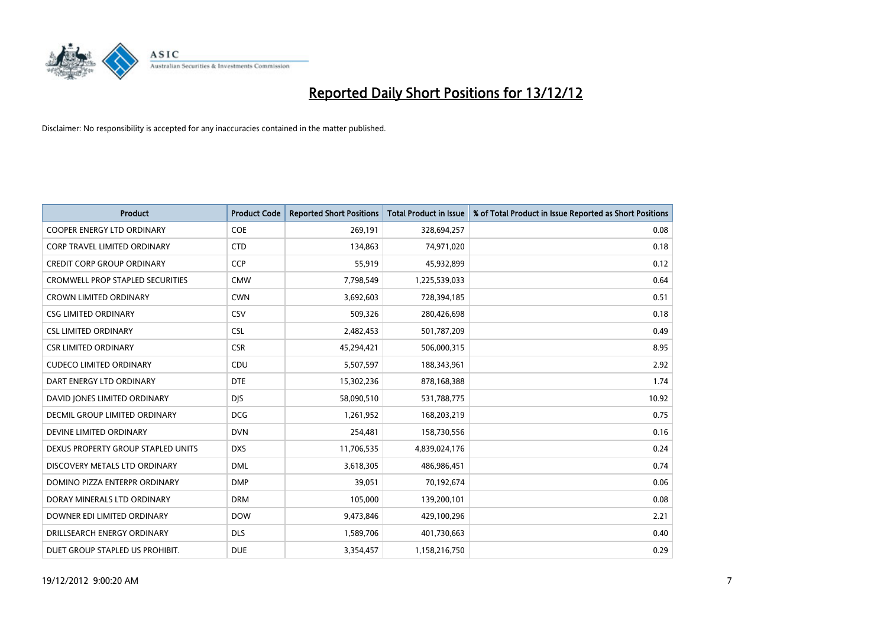# Reported Daily Short Positions for 13/12/12

Disclaimer: No responsibility is accepted for any inaccuracies contained in the matter published.

| Product | Product Code | Reported Short Positions | Total Product in Issue | % of Total Product in Issue Reported as Short Positions |
|---|---|---|---|---|
| COOPER ENERGY LTD ORDINARY | COE | 269,191 | 328,694,257 | 0.08 |
| CORP TRAVEL LIMITED ORDINARY | CTD | 134,863 | 74,971,020 | 0.18 |
| CREDIT CORP GROUP ORDINARY | CCP | 55,919 | 45,932,899 | 0.12 |
| CROMWELL PROP STAPLED SECURITIES | CMW | 7,798,549 | 1,225,539,033 | 0.64 |
| CROWN LIMITED ORDINARY | CWN | 3,692,603 | 728,394,185 | 0.51 |
| CSG LIMITED ORDINARY | CSV | 509,326 | 280,426,698 | 0.18 |
| CSL LIMITED ORDINARY | CSL | 2,482,453 | 501,787,209 | 0.49 |
| CSR LIMITED ORDINARY | CSR | 45,294,421 | 506,000,315 | 8.95 |
| CUDECO LIMITED ORDINARY | CDU | 5,507,597 | 188,343,961 | 2.92 |
| DART ENERGY LTD ORDINARY | DTE | 15,302,236 | 878,168,388 | 1.74 |
| DAVID JONES LIMITED ORDINARY | DJS | 58,090,510 | 531,788,775 | 10.92 |
| DECMIL GROUP LIMITED ORDINARY | DCG | 1,261,952 | 168,203,219 | 0.75 |
| DEVINE LIMITED ORDINARY | DVN | 254,481 | 158,730,556 | 0.16 |
| DEXUS PROPERTY GROUP STAPLED UNITS | DXS | 11,706,535 | 4,839,024,176 | 0.24 |
| DISCOVERY METALS LTD ORDINARY | DML | 3,618,305 | 486,986,451 | 0.74 |
| DOMINO PIZZA ENTERPR ORDINARY | DMP | 39,051 | 70,192,674 | 0.06 |
| DORAY MINERALS LTD ORDINARY | DRM | 105,000 | 139,200,101 | 0.08 |
| DOWNER EDI LIMITED ORDINARY | DOW | 9,473,846 | 429,100,296 | 2.21 |
| DRILLSEARCH ENERGY ORDINARY | DLS | 1,589,706 | 401,730,663 | 0.40 |
| DUET GROUP STAPLED US PROHIBIT. | DUE | 3,354,457 | 1,158,216,750 | 0.29 |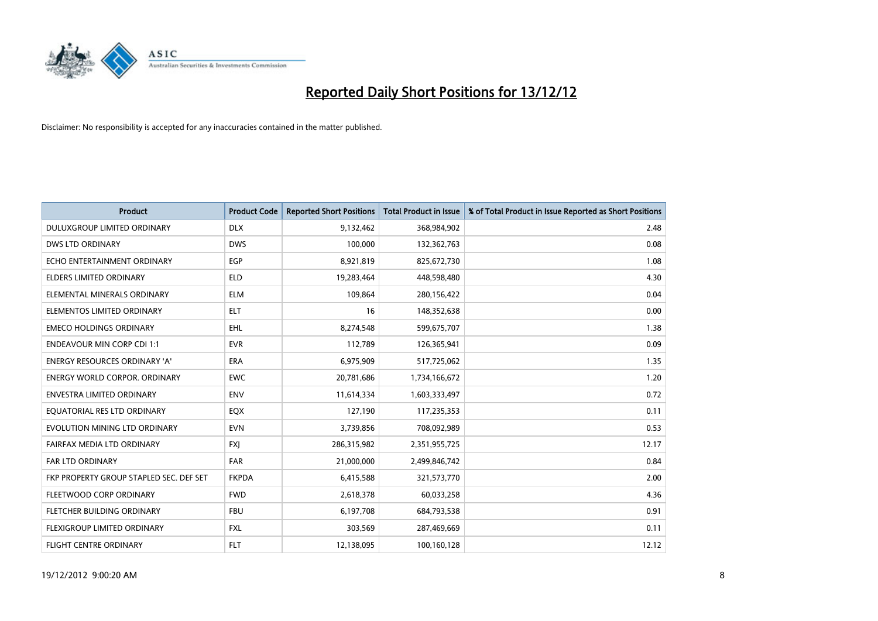# Reported Daily Short Positions for 13/12/12

Disclaimer: No responsibility is accepted for any inaccuracies contained in the matter published.

| Product | Product Code | Reported Short Positions | Total Product in Issue | % of Total Product in Issue Reported as Short Positions |
|---|---|---|---|---|
| DULUXGROUP LIMITED ORDINARY | DLX | 9,132,462 | 368,984,902 | 2.48 |
| DWS LTD ORDINARY | DWS | 100,000 | 132,362,763 | 0.08 |
| ECHO ENTERTAINMENT ORDINARY | EGP | 8,921,819 | 825,672,730 | 1.08 |
| ELDERS LIMITED ORDINARY | ELD | 19,283,464 | 448,598,480 | 4.30 |
| ELEMENTAL MINERALS ORDINARY | ELM | 109,864 | 280,156,422 | 0.04 |
| ELEMENTOS LIMITED ORDINARY | ELT | 16 | 148,352,638 | 0.00 |
| EMECO HOLDINGS ORDINARY | EHL | 8,274,548 | 599,675,707 | 1.38 |
| ENDEAVOUR MIN CORP CDI 1:1 | EVR | 112,789 | 126,365,941 | 0.09 |
| ENERGY RESOURCES ORDINARY 'A' | ERA | 6,975,909 | 517,725,062 | 1.35 |
| ENERGY WORLD CORPOR. ORDINARY | EWC | 20,781,686 | 1,734,166,672 | 1.20 |
| ENVESTRA LIMITED ORDINARY | ENV | 11,614,334 | 1,603,333,497 | 0.72 |
| EQUATORIAL RES LTD ORDINARY | EQX | 127,190 | 117,235,353 | 0.11 |
| EVOLUTION MINING LTD ORDINARY | EVN | 3,739,856 | 708,092,989 | 0.53 |
| FAIRFAX MEDIA LTD ORDINARY | FXJ | 286,315,982 | 2,351,955,725 | 12.17 |
| FAR LTD ORDINARY | FAR | 21,000,000 | 2,499,846,742 | 0.84 |
| FKP PROPERTY GROUP STAPLED SEC. DEF SET | FKPDA | 6,415,588 | 321,573,770 | 2.00 |
| FLEETWOOD CORP ORDINARY | FWD | 2,618,378 | 60,033,258 | 4.36 |
| FLETCHER BUILDING ORDINARY | FBU | 6,197,708 | 684,793,538 | 0.91 |
| FLEXIGROUP LIMITED ORDINARY | FXL | 303,569 | 287,469,669 | 0.11 |
| FLIGHT CENTRE ORDINARY | FLT | 12,138,095 | 100,160,128 | 12.12 |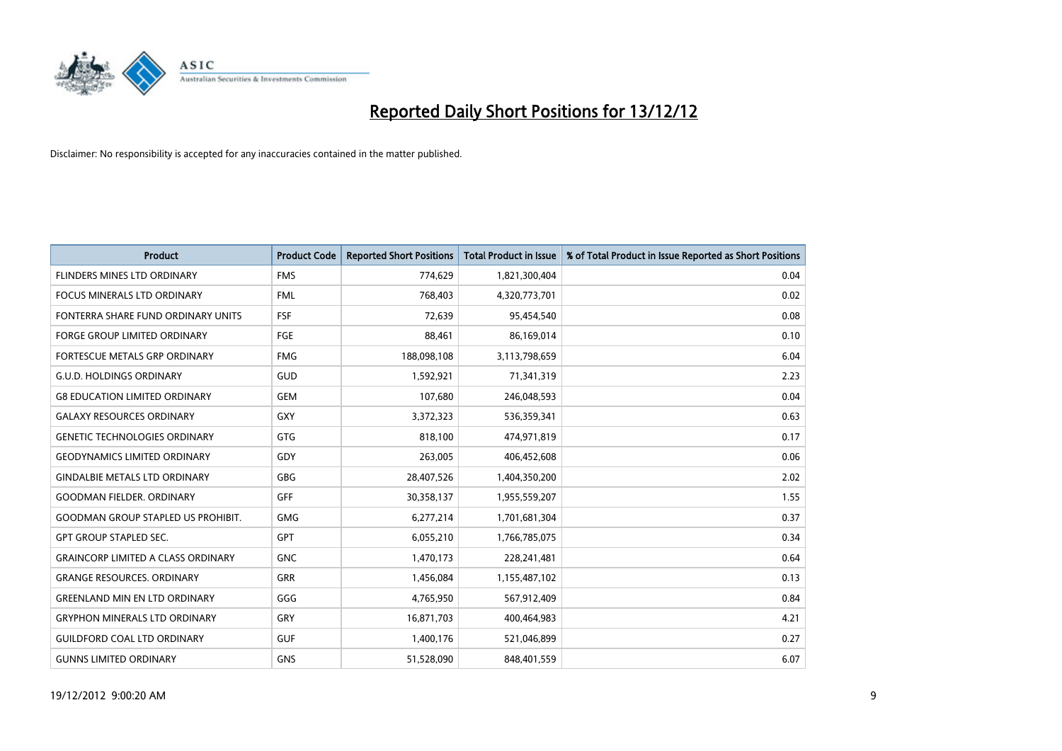# Reported Daily Short Positions for 13/12/12

Disclaimer: No responsibility is accepted for any inaccuracies contained in the matter published.

| Product | Product Code | Reported Short Positions | Total Product in Issue | % of Total Product in Issue Reported as Short Positions |
|---|---|---|---|---|
| FLINDERS MINES LTD ORDINARY | FMS | 774,629 | 1,821,300,404 | 0.04 |
| FOCUS MINERALS LTD ORDINARY | FML | 768,403 | 4,320,773,701 | 0.02 |
| FONTERRA SHARE FUND ORDINARY UNITS | FSF | 72,639 | 95,454,540 | 0.08 |
| FORGE GROUP LIMITED ORDINARY | FGE | 88,461 | 86,169,014 | 0.10 |
| FORTESCUE METALS GRP ORDINARY | FMG | 188,098,108 | 3,113,798,659 | 6.04 |
| G.U.D. HOLDINGS ORDINARY | GUD | 1,592,921 | 71,341,319 | 2.23 |
| G8 EDUCATION LIMITED ORDINARY | GEM | 107,680 | 246,048,593 | 0.04 |
| GALAXY RESOURCES ORDINARY | GXY | 3,372,323 | 536,359,341 | 0.63 |
| GENETIC TECHNOLOGIES ORDINARY | GTG | 818,100 | 474,971,819 | 0.17 |
| GEODYNAMICS LIMITED ORDINARY | GDY | 263,005 | 406,452,608 | 0.06 |
| GINDALBIE METALS LTD ORDINARY | GBG | 28,407,526 | 1,404,350,200 | 2.02 |
| GOODMAN FIELDER. ORDINARY | GFF | 30,358,137 | 1,955,559,207 | 1.55 |
| GOODMAN GROUP STAPLED US PROHIBIT. | GMG | 6,277,214 | 1,701,681,304 | 0.37 |
| GPT GROUP STAPLED SEC. | GPT | 6,055,210 | 1,766,785,075 | 0.34 |
| GRAINCORP LIMITED A CLASS ORDINARY | GNC | 1,470,173 | 228,241,481 | 0.64 |
| GRANGE RESOURCES. ORDINARY | GRR | 1,456,084 | 1,155,487,102 | 0.13 |
| GREENLAND MIN EN LTD ORDINARY | GGG | 4,765,950 | 567,912,409 | 0.84 |
| GRYPHON MINERALS LTD ORDINARY | GRY | 16,871,703 | 400,464,983 | 4.21 |
| GUILDFORD COAL LTD ORDINARY | GUF | 1,400,176 | 521,046,899 | 0.27 |
| GUNNS LIMITED ORDINARY | GNS | 51,528,090 | 848,401,559 | 6.07 |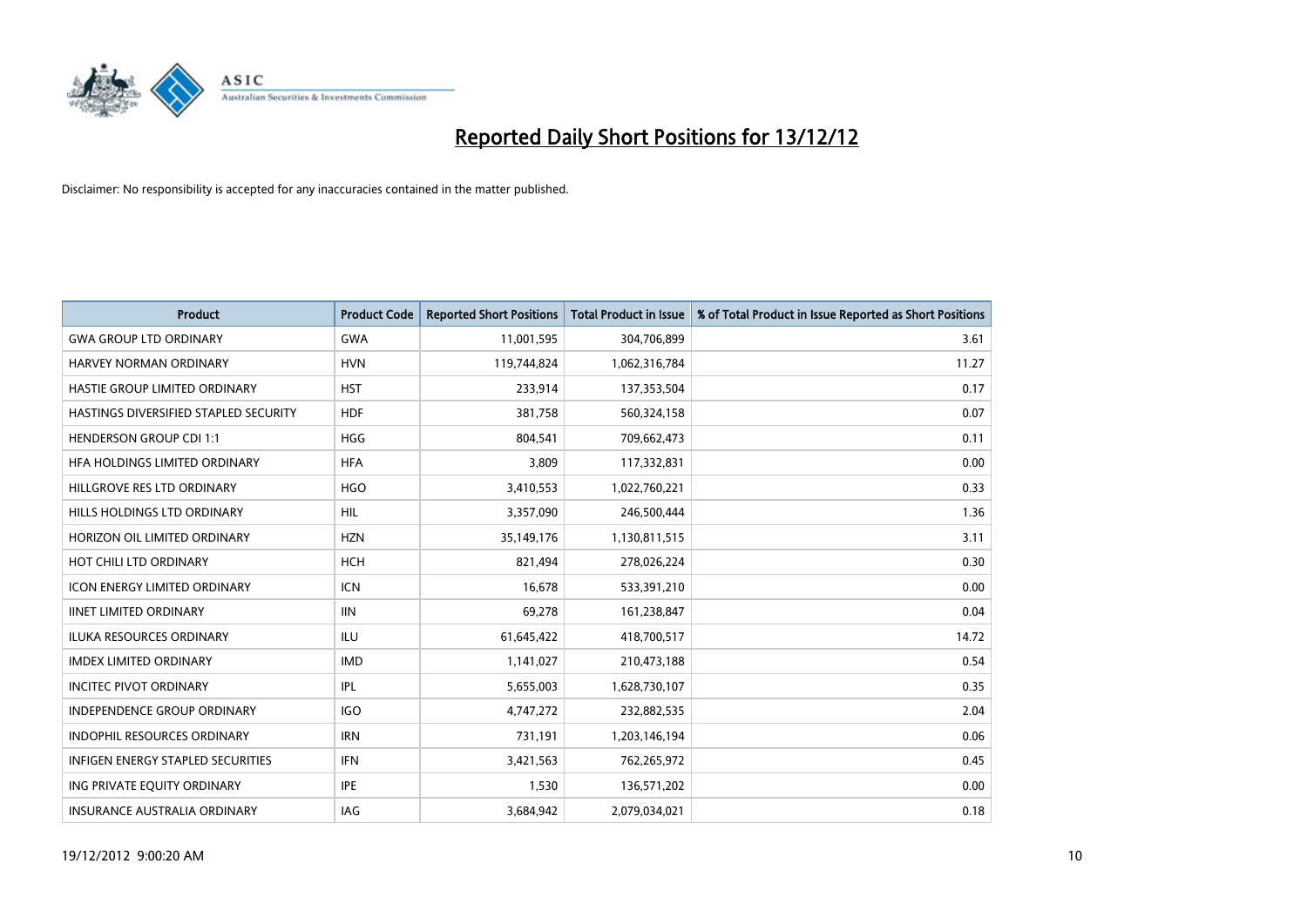# Reported Daily Short Positions for 13/12/12

Disclaimer: No responsibility is accepted for any inaccuracies contained in the matter published.

| Product | Product Code | Reported Short Positions | Total Product in Issue | % of Total Product in Issue Reported as Short Positions |
|---|---|---|---|---|
| GWA GROUP LTD ORDINARY | GWA | 11,001,595 | 304,706,899 | 3.61 |
| HARVEY NORMAN ORDINARY | HVN | 119,744,824 | 1,062,316,784 | 11.27 |
| HASTIE GROUP LIMITED ORDINARY | HST | 233,914 | 137,353,504 | 0.17 |
| HASTINGS DIVERSIFIED STAPLED SECURITY | HDF | 381,758 | 560,324,158 | 0.07 |
| HENDERSON GROUP CDI 1:1 | HGG | 804,541 | 709,662,473 | 0.11 |
| HFA HOLDINGS LIMITED ORDINARY | HFA | 3,809 | 117,332,831 | 0.00 |
| HILLGROVE RES LTD ORDINARY | HGO | 3,410,553 | 1,022,760,221 | 0.33 |
| HILLS HOLDINGS LTD ORDINARY | HIL | 3,357,090 | 246,500,444 | 1.36 |
| HORIZON OIL LIMITED ORDINARY | HZN | 35,149,176 | 1,130,811,515 | 3.11 |
| HOT CHILI LTD ORDINARY | HCH | 821,494 | 278,026,224 | 0.30 |
| ICON ENERGY LIMITED ORDINARY | ICN | 16,678 | 533,391,210 | 0.00 |
| IINET LIMITED ORDINARY | IIN | 69,278 | 161,238,847 | 0.04 |
| ILUKA RESOURCES ORDINARY | ILU | 61,645,422 | 418,700,517 | 14.72 |
| IMDEX LIMITED ORDINARY | IMD | 1,141,027 | 210,473,188 | 0.54 |
| INCITEC PIVOT ORDINARY | IPL | 5,655,003 | 1,628,730,107 | 0.35 |
| INDEPENDENCE GROUP ORDINARY | IGO | 4,747,272 | 232,882,535 | 2.04 |
| INDOPHIL RESOURCES ORDINARY | IRN | 731,191 | 1,203,146,194 | 0.06 |
| INFIGEN ENERGY STAPLED SECURITIES | IFN | 3,421,563 | 762,265,972 | 0.45 |
| ING PRIVATE EQUITY ORDINARY | IPE | 1,530 | 136,571,202 | 0.00 |
| INSURANCE AUSTRALIA ORDINARY | IAG | 3,684,942 | 2,079,034,021 | 0.18 |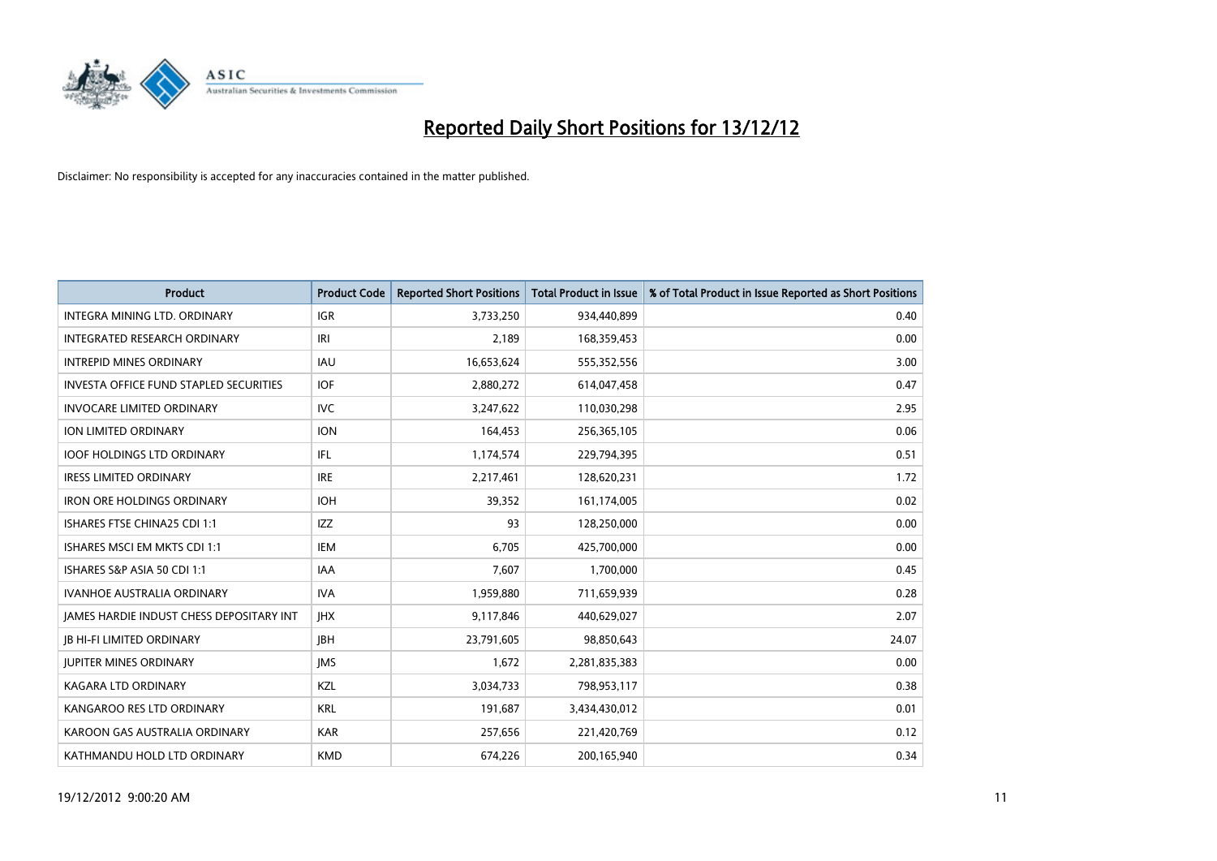# Reported Daily Short Positions for 13/12/12

Disclaimer: No responsibility is accepted for any inaccuracies contained in the matter published.

| Product | Product Code | Reported Short Positions | Total Product in Issue | % of Total Product in Issue Reported as Short Positions |
|---|---|---|---|---|
| INTEGRA MINING LTD. ORDINARY | IGR | 3,733,250 | 934,440,899 | 0.40 |
| INTEGRATED RESEARCH ORDINARY | IRI | 2,189 | 168,359,453 | 0.00 |
| INTREPID MINES ORDINARY | IAU | 16,653,624 | 555,352,556 | 3.00 |
| INVESTA OFFICE FUND STAPLED SECURITIES | IOF | 2,880,272 | 614,047,458 | 0.47 |
| INVOCARE LIMITED ORDINARY | IVC | 3,247,622 | 110,030,298 | 2.95 |
| ION LIMITED ORDINARY | ION | 164,453 | 256,365,105 | 0.06 |
| IOOF HOLDINGS LTD ORDINARY | IFL | 1,174,574 | 229,794,395 | 0.51 |
| IRESS LIMITED ORDINARY | IRE | 2,217,461 | 128,620,231 | 1.72 |
| IRON ORE HOLDINGS ORDINARY | IOH | 39,352 | 161,174,005 | 0.02 |
| ISHARES FTSE CHINA25 CDI 1:1 | IZZ | 93 | 128,250,000 | 0.00 |
| ISHARES MSCI EM MKTS CDI 1:1 | IEM | 6,705 | 425,700,000 | 0.00 |
| ISHARES S&P ASIA 50 CDI 1:1 | IAA | 7,607 | 1,700,000 | 0.45 |
| IVANHOE AUSTRALIA ORDINARY | IVA | 1,959,880 | 711,659,939 | 0.28 |
| JAMES HARDIE INDUST CHESS DEPOSITARY INT | JHX | 9,117,846 | 440,629,027 | 2.07 |
| JB HI-FI LIMITED ORDINARY | JBH | 23,791,605 | 98,850,643 | 24.07 |
| JUPITER MINES ORDINARY | JMS | 1,672 | 2,281,835,383 | 0.00 |
| KAGARA LTD ORDINARY | KZL | 3,034,733 | 798,953,117 | 0.38 |
| KANGAROO RES LTD ORDINARY | KRL | 191,687 | 3,434,430,012 | 0.01 |
| KAROON GAS AUSTRALIA ORDINARY | KAR | 257,656 | 221,420,769 | 0.12 |
| KATHMANDU HOLD LTD ORDINARY | KMD | 674,226 | 200,165,940 | 0.34 |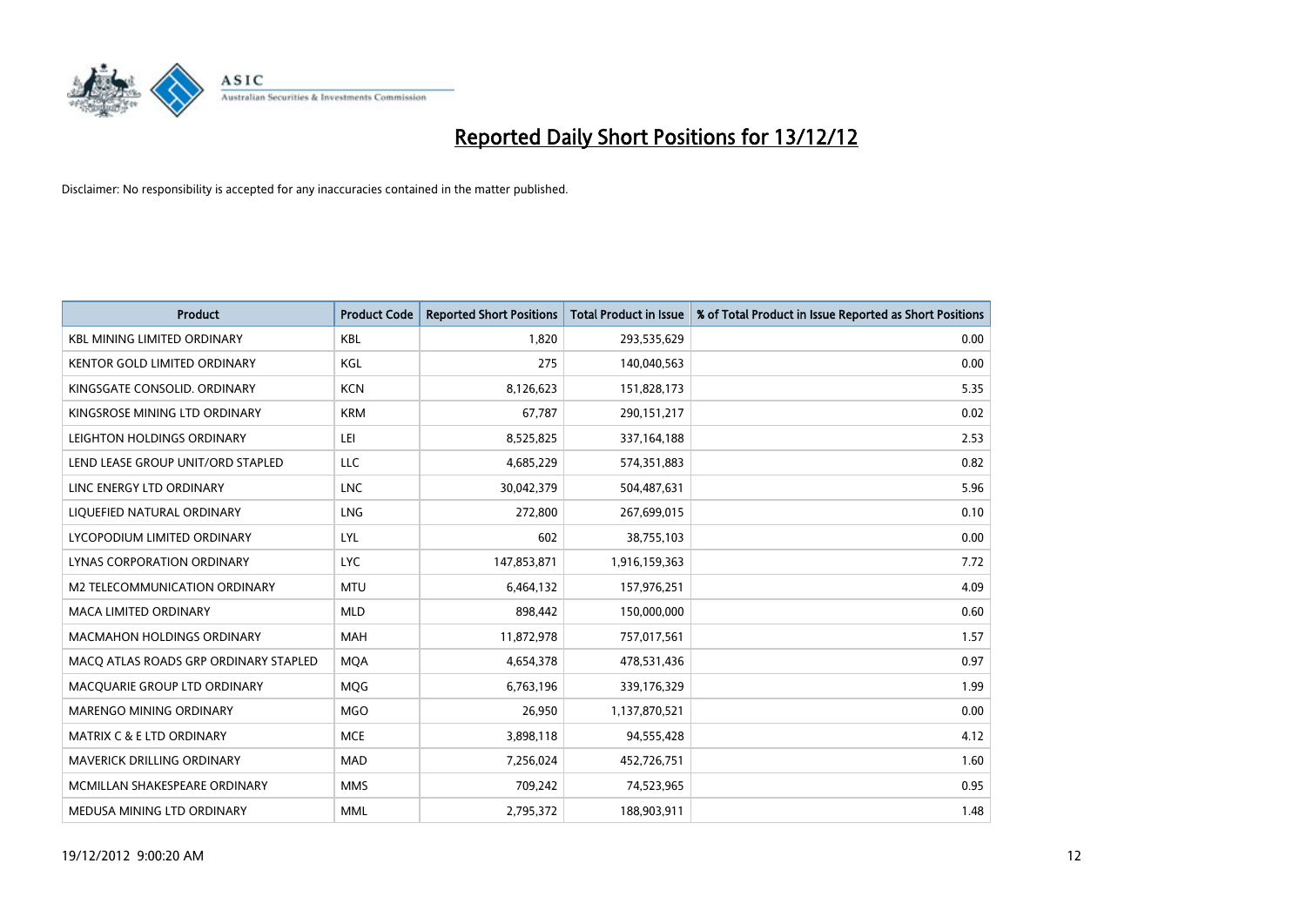# Reported Daily Short Positions for 13/12/12

Disclaimer: No responsibility is accepted for any inaccuracies contained in the matter published.

| Product | Product Code | Reported Short Positions | Total Product in Issue | % of Total Product in Issue Reported as Short Positions |
|---|---|---|---|---|
| KBL MINING LIMITED ORDINARY | KBL | 1,820 | 293,535,629 | 0.00 |
| KENTOR GOLD LIMITED ORDINARY | KGL | 275 | 140,040,563 | 0.00 |
| KINGSGATE CONSOLID. ORDINARY | KCN | 8,126,623 | 151,828,173 | 5.35 |
| KINGSROSE MINING LTD ORDINARY | KRM | 67,787 | 290,151,217 | 0.02 |
| LEIGHTON HOLDINGS ORDINARY | LEI | 8,525,825 | 337,164,188 | 2.53 |
| LEND LEASE GROUP UNIT/ORD STAPLED | LLC | 4,685,229 | 574,351,883 | 0.82 |
| LINC ENERGY LTD ORDINARY | LNC | 30,042,379 | 504,487,631 | 5.96 |
| LIQUEFIED NATURAL ORDINARY | LNG | 272,800 | 267,699,015 | 0.10 |
| LYCOPODIUM LIMITED ORDINARY | LYL | 602 | 38,755,103 | 0.00 |
| LYNAS CORPORATION ORDINARY | LYC | 147,853,871 | 1,916,159,363 | 7.72 |
| M2 TELECOMMUNICATION ORDINARY | MTU | 6,464,132 | 157,976,251 | 4.09 |
| MACA LIMITED ORDINARY | MLD | 898,442 | 150,000,000 | 0.60 |
| MACMAHON HOLDINGS ORDINARY | MAH | 11,872,978 | 757,017,561 | 1.57 |
| MACQ ATLAS ROADS GRP ORDINARY STAPLED | MQA | 4,654,378 | 478,531,436 | 0.97 |
| MACQUARIE GROUP LTD ORDINARY | MQG | 6,763,196 | 339,176,329 | 1.99 |
| MARENGO MINING ORDINARY | MGO | 26,950 | 1,137,870,521 | 0.00 |
| MATRIX C & E LTD ORDINARY | MCE | 3,898,118 | 94,555,428 | 4.12 |
| MAVERICK DRILLING ORDINARY | MAD | 7,256,024 | 452,726,751 | 1.60 |
| MCMILLAN SHAKESPEARE ORDINARY | MMS | 709,242 | 74,523,965 | 0.95 |
| MEDUSA MINING LTD ORDINARY | MML | 2,795,372 | 188,903,911 | 1.48 |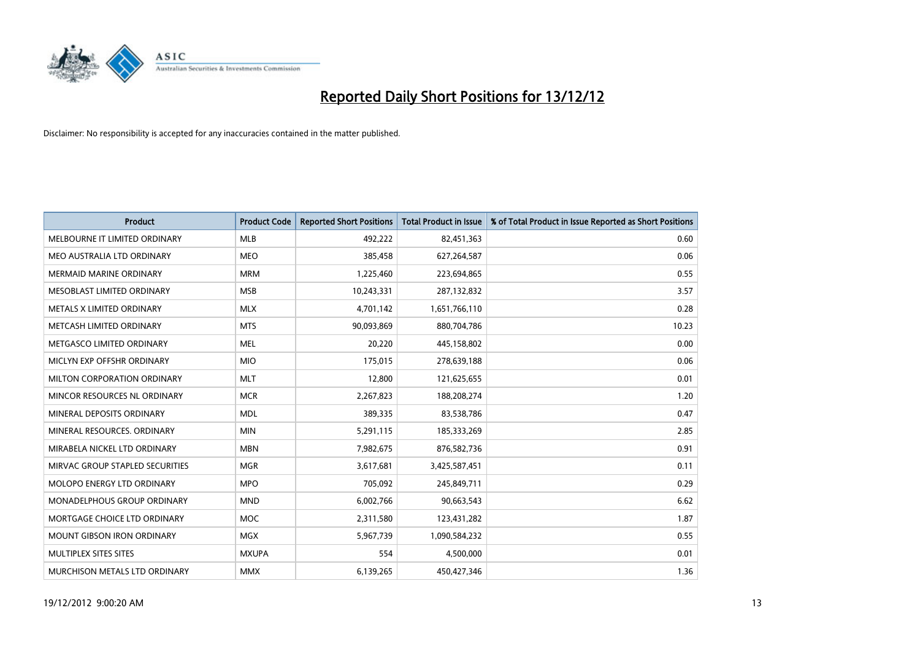# Reported Daily Short Positions for 13/12/12

Disclaimer: No responsibility is accepted for any inaccuracies contained in the matter published.

| Product | Product Code | Reported Short Positions | Total Product in Issue | % of Total Product in Issue Reported as Short Positions |
|---|---|---|---|---|
| MELBOURNE IT LIMITED ORDINARY | MLB | 492,222 | 82,451,363 | 0.60 |
| MEO AUSTRALIA LTD ORDINARY | MEO | 385,458 | 627,264,587 | 0.06 |
| MERMAID MARINE ORDINARY | MRM | 1,225,460 | 223,694,865 | 0.55 |
| MESOBLAST LIMITED ORDINARY | MSB | 10,243,331 | 287,132,832 | 3.57 |
| METALS X LIMITED ORDINARY | MLX | 4,701,142 | 1,651,766,110 | 0.28 |
| METCASH LIMITED ORDINARY | MTS | 90,093,869 | 880,704,786 | 10.23 |
| METGASCO LIMITED ORDINARY | MEL | 20,220 | 445,158,802 | 0.00 |
| MICLYN EXP OFFSHR ORDINARY | MIO | 175,015 | 278,639,188 | 0.06 |
| MILTON CORPORATION ORDINARY | MLT | 12,800 | 121,625,655 | 0.01 |
| MINCOR RESOURCES NL ORDINARY | MCR | 2,267,823 | 188,208,274 | 1.20 |
| MINERAL DEPOSITS ORDINARY | MDL | 389,335 | 83,538,786 | 0.47 |
| MINERAL RESOURCES. ORDINARY | MIN | 5,291,115 | 185,333,269 | 2.85 |
| MIRABELA NICKEL LTD ORDINARY | MBN | 7,982,675 | 876,582,736 | 0.91 |
| MIRVAC GROUP STAPLED SECURITIES | MGR | 3,617,681 | 3,425,587,451 | 0.11 |
| MOLOPO ENERGY LTD ORDINARY | MPO | 705,092 | 245,849,711 | 0.29 |
| MONADELPHOUS GROUP ORDINARY | MND | 6,002,766 | 90,663,543 | 6.62 |
| MORTGAGE CHOICE LTD ORDINARY | MOC | 2,311,580 | 123,431,282 | 1.87 |
| MOUNT GIBSON IRON ORDINARY | MGX | 5,967,739 | 1,090,584,232 | 0.55 |
| MULTIPLEX SITES SITES | MXUPA | 554 | 4,500,000 | 0.01 |
| MURCHISON METALS LTD ORDINARY | MMX | 6,139,265 | 450,427,346 | 1.36 |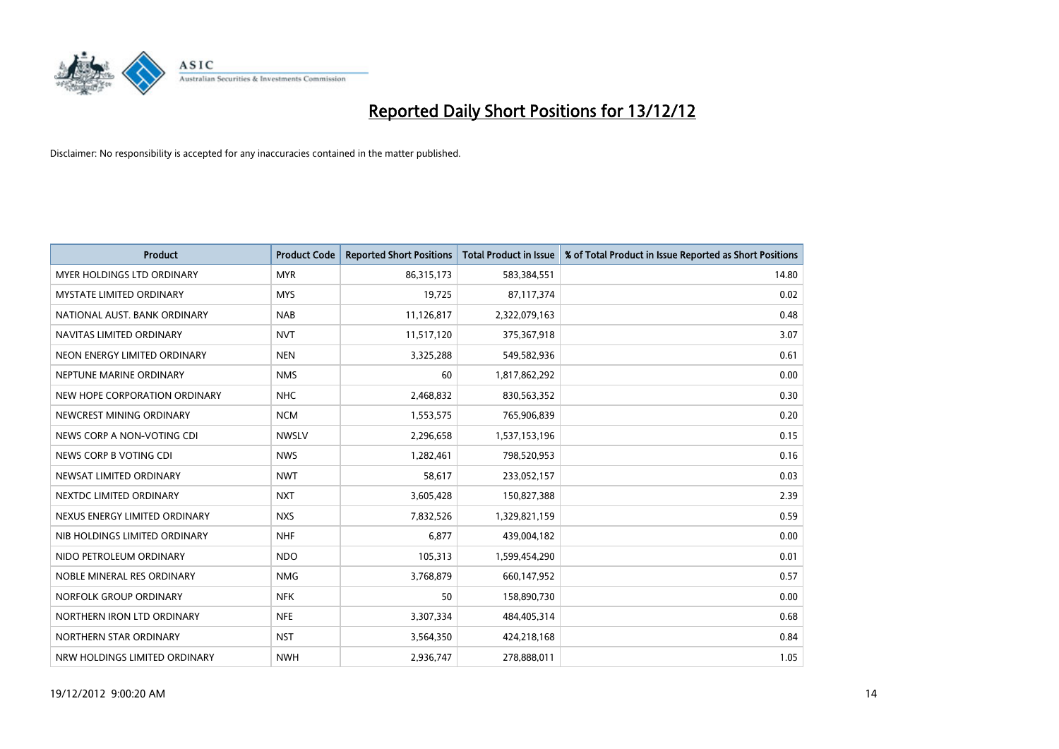# Reported Daily Short Positions for 13/12/12

Disclaimer: No responsibility is accepted for any inaccuracies contained in the matter published.

| Product | Product Code | Reported Short Positions | Total Product in Issue | % of Total Product in Issue Reported as Short Positions |
|---|---|---|---|---|
| MYER HOLDINGS LTD ORDINARY | MYR | 86,315,173 | 583,384,551 | 14.80 |
| MYSTATE LIMITED ORDINARY | MYS | 19,725 | 87,117,374 | 0.02 |
| NATIONAL AUST. BANK ORDINARY | NAB | 11,126,817 | 2,322,079,163 | 0.48 |
| NAVITAS LIMITED ORDINARY | NVT | 11,517,120 | 375,367,918 | 3.07 |
| NEON ENERGY LIMITED ORDINARY | NEN | 3,325,288 | 549,582,936 | 0.61 |
| NEPTUNE MARINE ORDINARY | NMS | 60 | 1,817,862,292 | 0.00 |
| NEW HOPE CORPORATION ORDINARY | NHC | 2,468,832 | 830,563,352 | 0.30 |
| NEWCREST MINING ORDINARY | NCM | 1,553,575 | 765,906,839 | 0.20 |
| NEWS CORP A NON-VOTING CDI | NWSLV | 2,296,658 | 1,537,153,196 | 0.15 |
| NEWS CORP B VOTING CDI | NWS | 1,282,461 | 798,520,953 | 0.16 |
| NEWSAT LIMITED ORDINARY | NWT | 58,617 | 233,052,157 | 0.03 |
| NEXTDC LIMITED ORDINARY | NXT | 3,605,428 | 150,827,388 | 2.39 |
| NEXUS ENERGY LIMITED ORDINARY | NXS | 7,832,526 | 1,329,821,159 | 0.59 |
| NIB HOLDINGS LIMITED ORDINARY | NHF | 6,877 | 439,004,182 | 0.00 |
| NIDO PETROLEUM ORDINARY | NDO | 105,313 | 1,599,454,290 | 0.01 |
| NOBLE MINERAL RES ORDINARY | NMG | 3,768,879 | 660,147,952 | 0.57 |
| NORFOLK GROUP ORDINARY | NFK | 50 | 158,890,730 | 0.00 |
| NORTHERN IRON LTD ORDINARY | NFE | 3,307,334 | 484,405,314 | 0.68 |
| NORTHERN STAR ORDINARY | NST | 3,564,350 | 424,218,168 | 0.84 |
| NRW HOLDINGS LIMITED ORDINARY | NWH | 2,936,747 | 278,888,011 | 1.05 |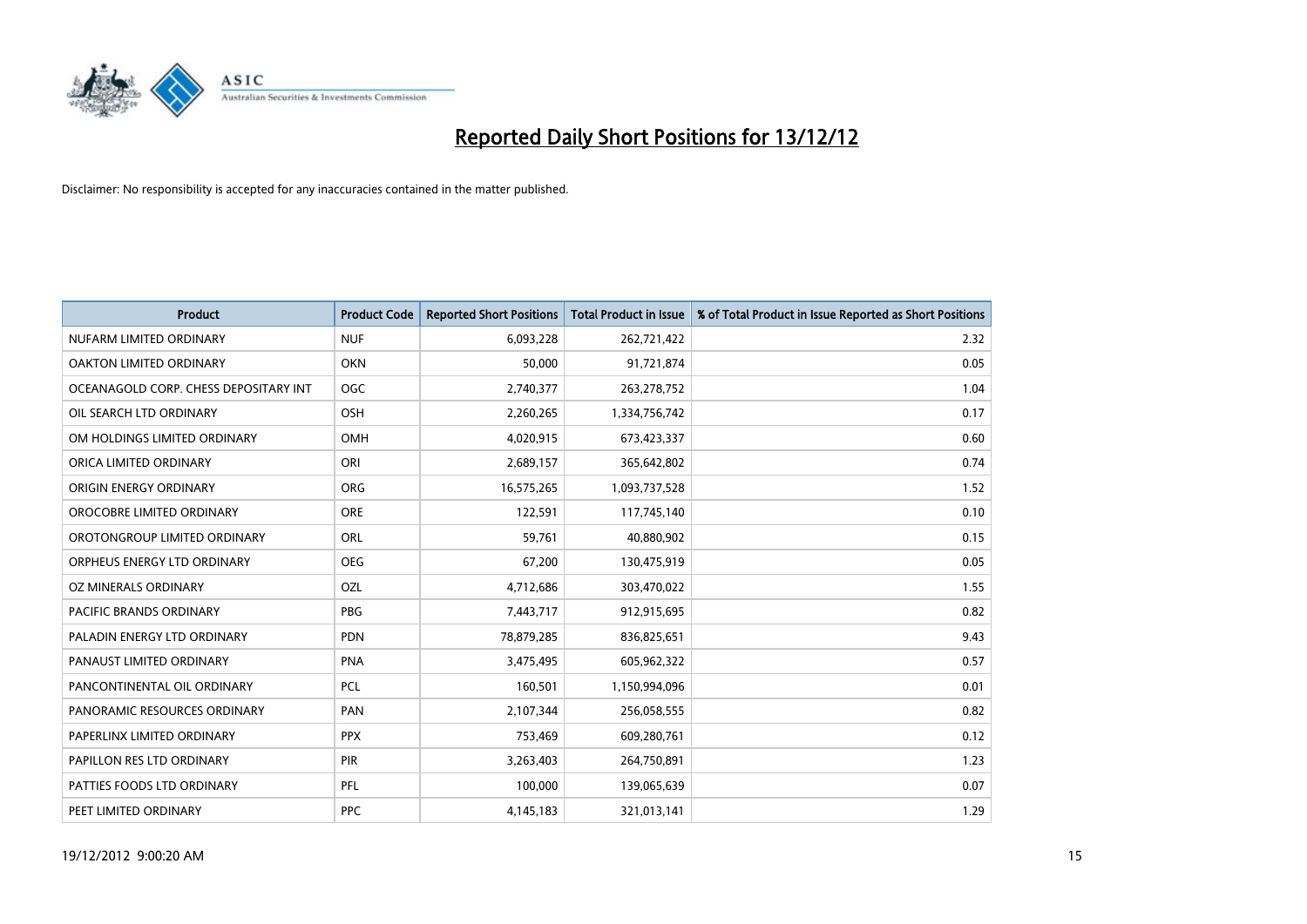# Reported Daily Short Positions for 13/12/12

Disclaimer: No responsibility is accepted for any inaccuracies contained in the matter published.

| Product | Product Code | Reported Short Positions | Total Product in Issue | % of Total Product in Issue Reported as Short Positions |
|---|---|---|---|---|
| NUFARM LIMITED ORDINARY | NUF | 6,093,228 | 262,721,422 | 2.32 |
| OAKTON LIMITED ORDINARY | OKN | 50,000 | 91,721,874 | 0.05 |
| OCEANAGOLD CORP. CHESS DEPOSITARY INT | OGC | 2,740,377 | 263,278,752 | 1.04 |
| OIL SEARCH LTD ORDINARY | OSH | 2,260,265 | 1,334,756,742 | 0.17 |
| OM HOLDINGS LIMITED ORDINARY | OMH | 4,020,915 | 673,423,337 | 0.60 |
| ORICA LIMITED ORDINARY | ORI | 2,689,157 | 365,642,802 | 0.74 |
| ORIGIN ENERGY ORDINARY | ORG | 16,575,265 | 1,093,737,528 | 1.52 |
| OROCOBRE LIMITED ORDINARY | ORE | 122,591 | 117,745,140 | 0.10 |
| OROTONGROUP LIMITED ORDINARY | ORL | 59,761 | 40,880,902 | 0.15 |
| ORPHEUS ENERGY LTD ORDINARY | OEG | 67,200 | 130,475,919 | 0.05 |
| OZ MINERALS ORDINARY | OZL | 4,712,686 | 303,470,022 | 1.55 |
| PACIFIC BRANDS ORDINARY | PBG | 7,443,717 | 912,915,695 | 0.82 |
| PALADIN ENERGY LTD ORDINARY | PDN | 78,879,285 | 836,825,651 | 9.43 |
| PANAUST LIMITED ORDINARY | PNA | 3,475,495 | 605,962,322 | 0.57 |
| PANCONTINENTAL OIL ORDINARY | PCL | 160,501 | 1,150,994,096 | 0.01 |
| PANORAMIC RESOURCES ORDINARY | PAN | 2,107,344 | 256,058,555 | 0.82 |
| PAPERLINX LIMITED ORDINARY | PPX | 753,469 | 609,280,761 | 0.12 |
| PAPILLON RES LTD ORDINARY | PIR | 3,263,403 | 264,750,891 | 1.23 |
| PATTIES FOODS LTD ORDINARY | PFL | 100,000 | 139,065,639 | 0.07 |
| PEET LIMITED ORDINARY | PPC | 4,145,183 | 321,013,141 | 1.29 |

19/12/2012 9:00:20 AM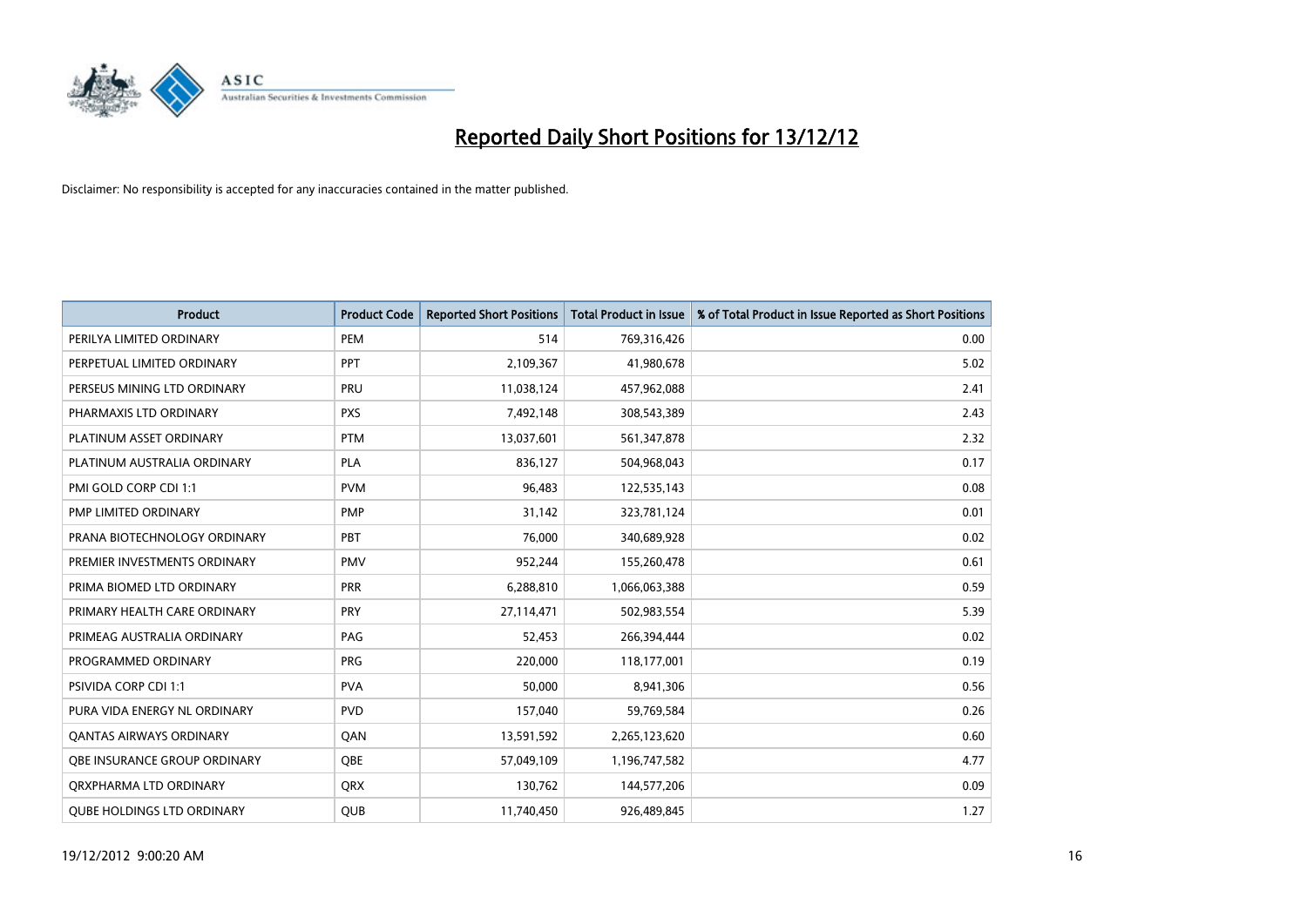# Reported Daily Short Positions for 13/12/12

Disclaimer: No responsibility is accepted for any inaccuracies contained in the matter published.

| Product | Product Code | Reported Short Positions | Total Product in Issue | % of Total Product in Issue Reported as Short Positions |
|---|---|---|---|---|
| PERILYA LIMITED ORDINARY | PEM | 514 | 769,316,426 | 0.00 |
| PERPETUAL LIMITED ORDINARY | PPT | 2,109,367 | 41,980,678 | 5.02 |
| PERSEUS MINING LTD ORDINARY | PRU | 11,038,124 | 457,962,088 | 2.41 |
| PHARMAXIS LTD ORDINARY | PXS | 7,492,148 | 308,543,389 | 2.43 |
| PLATINUM ASSET ORDINARY | PTM | 13,037,601 | 561,347,878 | 2.32 |
| PLATINUM AUSTRALIA ORDINARY | PLA | 836,127 | 504,968,043 | 0.17 |
| PMI GOLD CORP CDI 1:1 | PVM | 96,483 | 122,535,143 | 0.08 |
| PMP LIMITED ORDINARY | PMP | 31,142 | 323,781,124 | 0.01 |
| PRANA BIOTECHNOLOGY ORDINARY | PBT | 76,000 | 340,689,928 | 0.02 |
| PREMIER INVESTMENTS ORDINARY | PMV | 952,244 | 155,260,478 | 0.61 |
| PRIMA BIOMED LTD ORDINARY | PRR | 6,288,810 | 1,066,063,388 | 0.59 |
| PRIMARY HEALTH CARE ORDINARY | PRY | 27,114,471 | 502,983,554 | 5.39 |
| PRIMEAG AUSTRALIA ORDINARY | PAG | 52,453 | 266,394,444 | 0.02 |
| PROGRAMMED ORDINARY | PRG | 220,000 | 118,177,001 | 0.19 |
| PSIVIDA CORP CDI 1:1 | PVA | 50,000 | 8,941,306 | 0.56 |
| PURA VIDA ENERGY NL ORDINARY | PVD | 157,040 | 59,769,584 | 0.26 |
| QANTAS AIRWAYS ORDINARY | QAN | 13,591,592 | 2,265,123,620 | 0.60 |
| QBE INSURANCE GROUP ORDINARY | QBE | 57,049,109 | 1,196,747,582 | 4.77 |
| QRXPHARMA LTD ORDINARY | QRX | 130,762 | 144,577,206 | 0.09 |
| QUBE HOLDINGS LTD ORDINARY | QUB | 11,740,450 | 926,489,845 | 1.27 |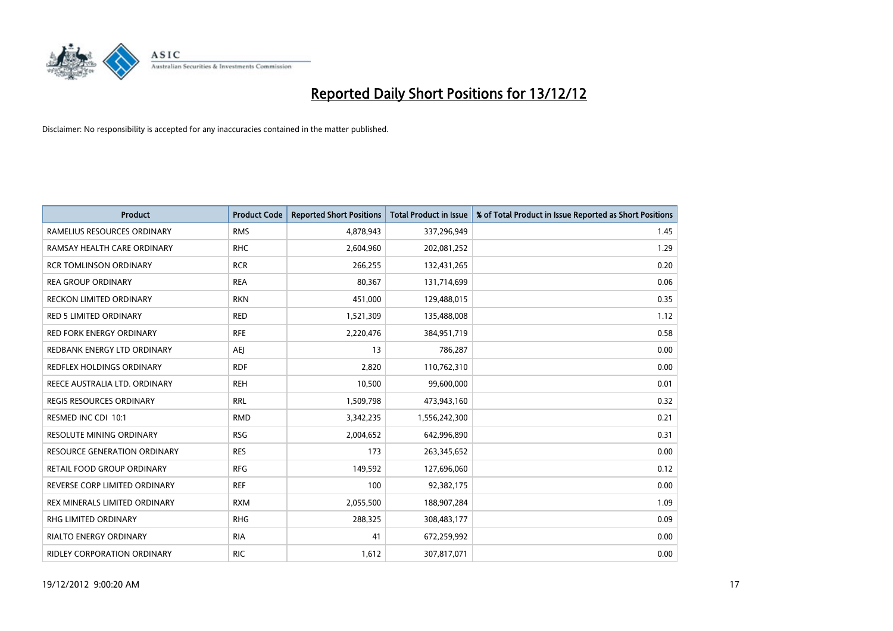# Reported Daily Short Positions for 13/12/12

Disclaimer: No responsibility is accepted for any inaccuracies contained in the matter published.

| Product | Product Code | Reported Short Positions | Total Product in Issue | % of Total Product in Issue Reported as Short Positions |
|---|---|---|---|---|
| RAMELIUS RESOURCES ORDINARY | RMS | 4,878,943 | 337,296,949 | 1.45 |
| RAMSAY HEALTH CARE ORDINARY | RHC | 2,604,960 | 202,081,252 | 1.29 |
| RCR TOMLINSON ORDINARY | RCR | 266,255 | 132,431,265 | 0.20 |
| REA GROUP ORDINARY | REA | 80,367 | 131,714,699 | 0.06 |
| RECKON LIMITED ORDINARY | RKN | 451,000 | 129,488,015 | 0.35 |
| RED 5 LIMITED ORDINARY | RED | 1,521,309 | 135,488,008 | 1.12 |
| RED FORK ENERGY ORDINARY | RFE | 2,220,476 | 384,951,719 | 0.58 |
| REDBANK ENERGY LTD ORDINARY | AEJ | 13 | 786,287 | 0.00 |
| REDFLEX HOLDINGS ORDINARY | RDF | 2,820 | 110,762,310 | 0.00 |
| REECE AUSTRALIA LTD. ORDINARY | REH | 10,500 | 99,600,000 | 0.01 |
| REGIS RESOURCES ORDINARY | RRL | 1,509,798 | 473,943,160 | 0.32 |
| RESMED INC CDI 10:1 | RMD | 3,342,235 | 1,556,242,300 | 0.21 |
| RESOLUTE MINING ORDINARY | RSG | 2,004,652 | 642,996,890 | 0.31 |
| RESOURCE GENERATION ORDINARY | RES | 173 | 263,345,652 | 0.00 |
| RETAIL FOOD GROUP ORDINARY | RFG | 149,592 | 127,696,060 | 0.12 |
| REVERSE CORP LIMITED ORDINARY | REF | 100 | 92,382,175 | 0.00 |
| REX MINERALS LIMITED ORDINARY | RXM | 2,055,500 | 188,907,284 | 1.09 |
| RHG LIMITED ORDINARY | RHG | 288,325 | 308,483,177 | 0.09 |
| RIALTO ENERGY ORDINARY | RIA | 41 | 672,259,992 | 0.00 |
| RIDLEY CORPORATION ORDINARY | RIC | 1,612 | 307,817,071 | 0.00 |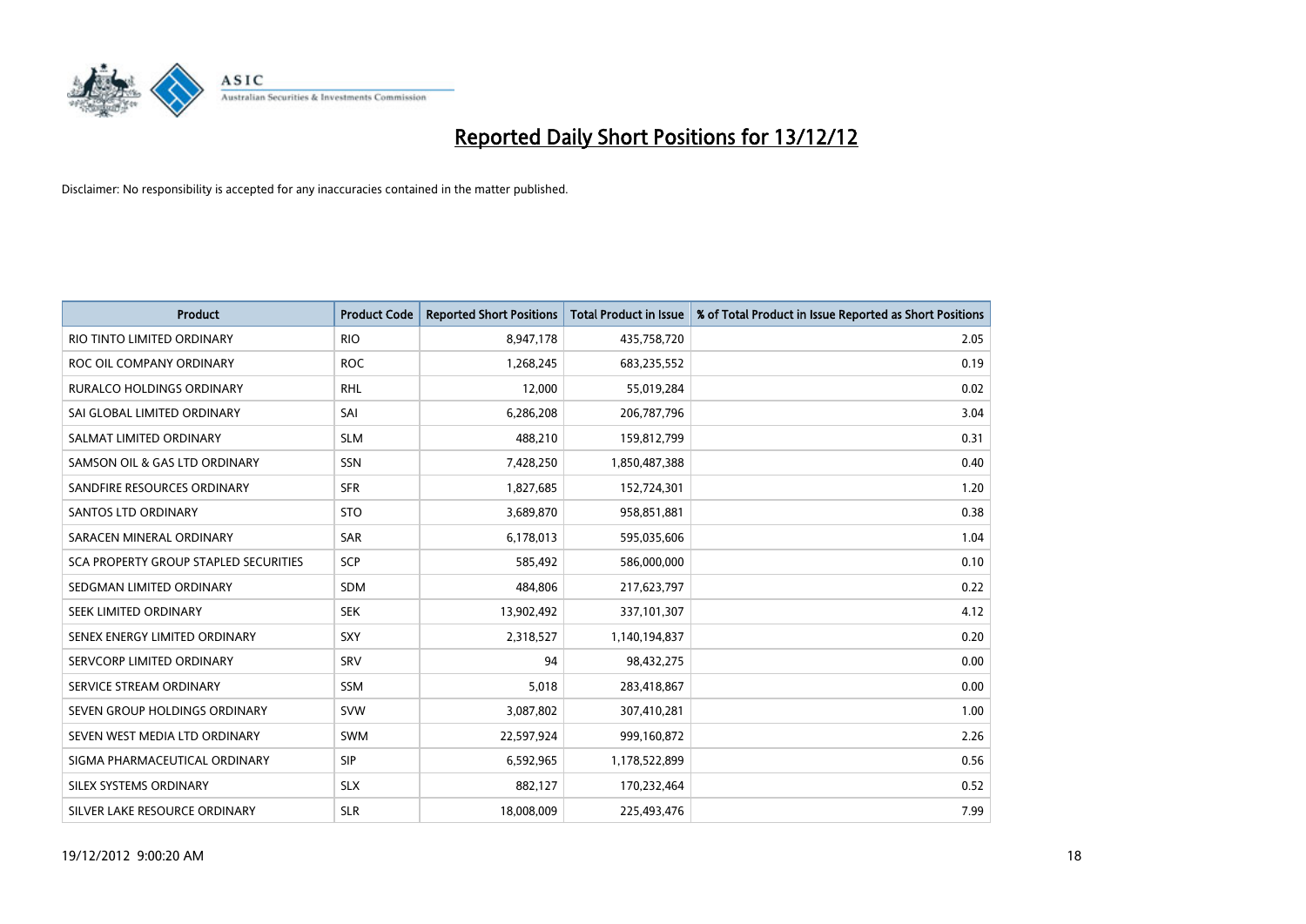# Reported Daily Short Positions for 13/12/12

Disclaimer: No responsibility is accepted for any inaccuracies contained in the matter published.

| Product | Product Code | Reported Short Positions | Total Product in Issue | % of Total Product in Issue Reported as Short Positions |
| --- | --- | --- | --- | --- |
| RIO TINTO LIMITED ORDINARY | RIO | 8,947,178 | 435,758,720 | 2.05 |
| ROC OIL COMPANY ORDINARY | ROC | 1,268,245 | 683,235,552 | 0.19 |
| RURALCO HOLDINGS ORDINARY | RHL | 12,000 | 55,019,284 | 0.02 |
| SAI GLOBAL LIMITED ORDINARY | SAI | 6,286,208 | 206,787,796 | 3.04 |
| SALMAT LIMITED ORDINARY | SLM | 488,210 | 159,812,799 | 0.31 |
| SAMSON OIL & GAS LTD ORDINARY | SSN | 7,428,250 | 1,850,487,388 | 0.40 |
| SANDFIRE RESOURCES ORDINARY | SFR | 1,827,685 | 152,724,301 | 1.20 |
| SANTOS LTD ORDINARY | STO | 3,689,870 | 958,851,881 | 0.38 |
| SARACEN MINERAL ORDINARY | SAR | 6,178,013 | 595,035,606 | 1.04 |
| SCA PROPERTY GROUP STAPLED SECURITIES | SCP | 585,492 | 586,000,000 | 0.10 |
| SEDGMAN LIMITED ORDINARY | SDM | 484,806 | 217,623,797 | 0.22 |
| SEEK LIMITED ORDINARY | SEK | 13,902,492 | 337,101,307 | 4.12 |
| SENEX ENERGY LIMITED ORDINARY | SXY | 2,318,527 | 1,140,194,837 | 0.20 |
| SERVCORP LIMITED ORDINARY | SRV | 94 | 98,432,275 | 0.00 |
| SERVICE STREAM ORDINARY | SSM | 5,018 | 283,418,867 | 0.00 |
| SEVEN GROUP HOLDINGS ORDINARY | SVW | 3,087,802 | 307,410,281 | 1.00 |
| SEVEN WEST MEDIA LTD ORDINARY | SWM | 22,597,924 | 999,160,872 | 2.26 |
| SIGMA PHARMACEUTICAL ORDINARY | SIP | 6,592,965 | 1,178,522,899 | 0.56 |
| SILEX SYSTEMS ORDINARY | SLX | 882,127 | 170,232,464 | 0.52 |
| SILVER LAKE RESOURCE ORDINARY | SLR | 18,008,009 | 225,493,476 | 7.99 |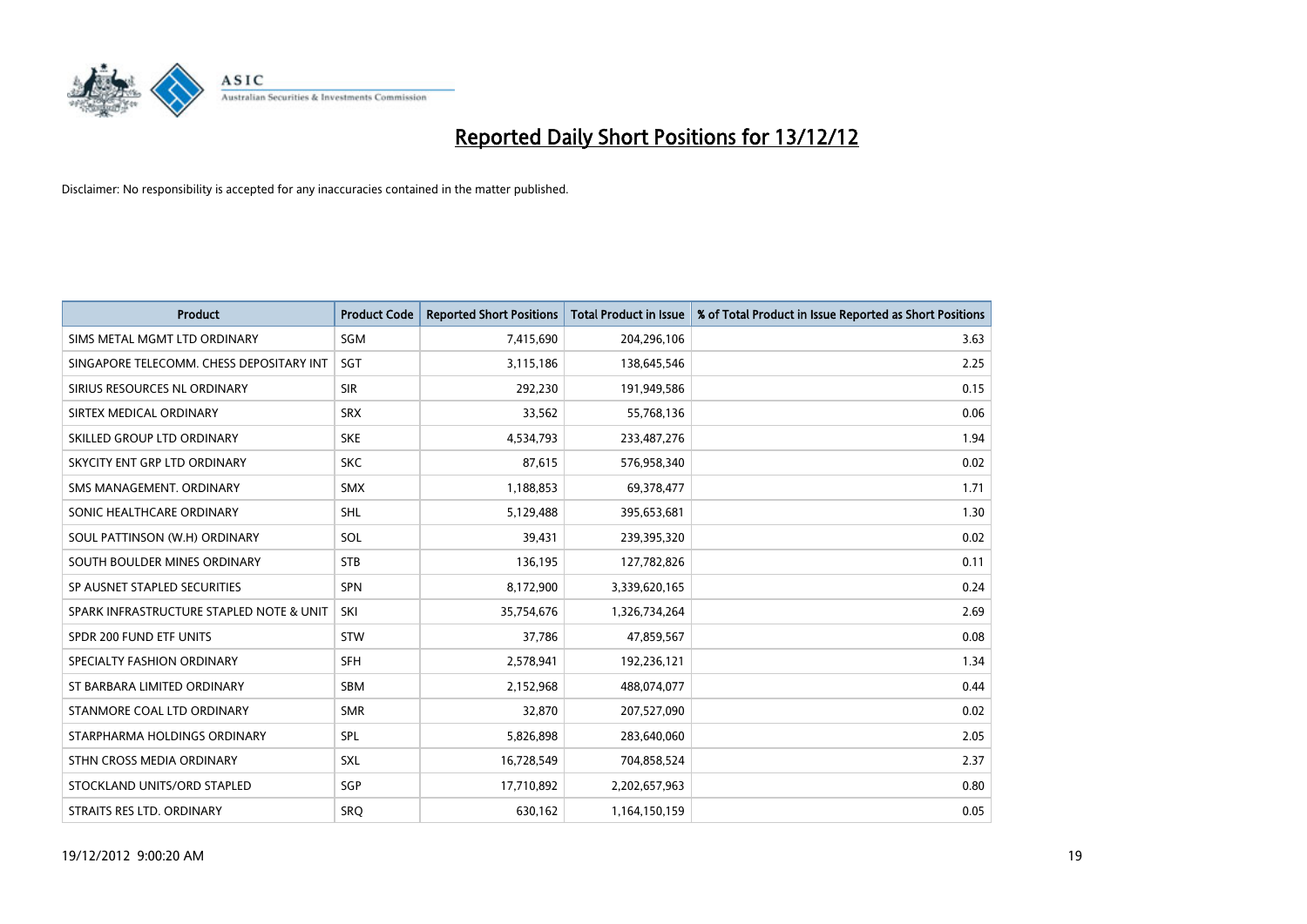# Reported Daily Short Positions for 13/12/12

Disclaimer: No responsibility is accepted for any inaccuracies contained in the matter published.

| Product | Product Code | Reported Short Positions | Total Product in Issue | % of Total Product in Issue Reported as Short Positions |
| --- | --- | --- | --- | --- |
| SIMS METAL MGMT LTD ORDINARY | SGM | 7,415,690 | 204,296,106 | 3.63 |
| SINGAPORE TELECOMM. CHESS DEPOSITARY INT | SGT | 3,115,186 | 138,645,546 | 2.25 |
| SIRIUS RESOURCES NL ORDINARY | SIR | 292,230 | 191,949,586 | 0.15 |
| SIRTEX MEDICAL ORDINARY | SRX | 33,562 | 55,768,136 | 0.06 |
| SKILLED GROUP LTD ORDINARY | SKE | 4,534,793 | 233,487,276 | 1.94 |
| SKYCITY ENT GRP LTD ORDINARY | SKC | 87,615 | 576,958,340 | 0.02 |
| SMS MANAGEMENT. ORDINARY | SMX | 1,188,853 | 69,378,477 | 1.71 |
| SONIC HEALTHCARE ORDINARY | SHL | 5,129,488 | 395,653,681 | 1.30 |
| SOUL PATTINSON (W.H) ORDINARY | SOL | 39,431 | 239,395,320 | 0.02 |
| SOUTH BOULDER MINES ORDINARY | STB | 136,195 | 127,782,826 | 0.11 |
| SP AUSNET STAPLED SECURITIES | SPN | 8,172,900 | 3,339,620,165 | 0.24 |
| SPARK INFRASTRUCTURE STAPLED NOTE & UNIT | SKI | 35,754,676 | 1,326,734,264 | 2.69 |
| SPDR 200 FUND ETF UNITS | STW | 37,786 | 47,859,567 | 0.08 |
| SPECIALTY FASHION ORDINARY | SFH | 2,578,941 | 192,236,121 | 1.34 |
| ST BARBARA LIMITED ORDINARY | SBM | 2,152,968 | 488,074,077 | 0.44 |
| STANMORE COAL LTD ORDINARY | SMR | 32,870 | 207,527,090 | 0.02 |
| STARPHARMA HOLDINGS ORDINARY | SPL | 5,826,898 | 283,640,060 | 2.05 |
| STHN CROSS MEDIA ORDINARY | SXL | 16,728,549 | 704,858,524 | 2.37 |
| STOCKLAND UNITS/ORD STAPLED | SGP | 17,710,892 | 2,202,657,963 | 0.80 |
| STRAITS RES LTD. ORDINARY | SRQ | 630,162 | 1,164,150,159 | 0.05 |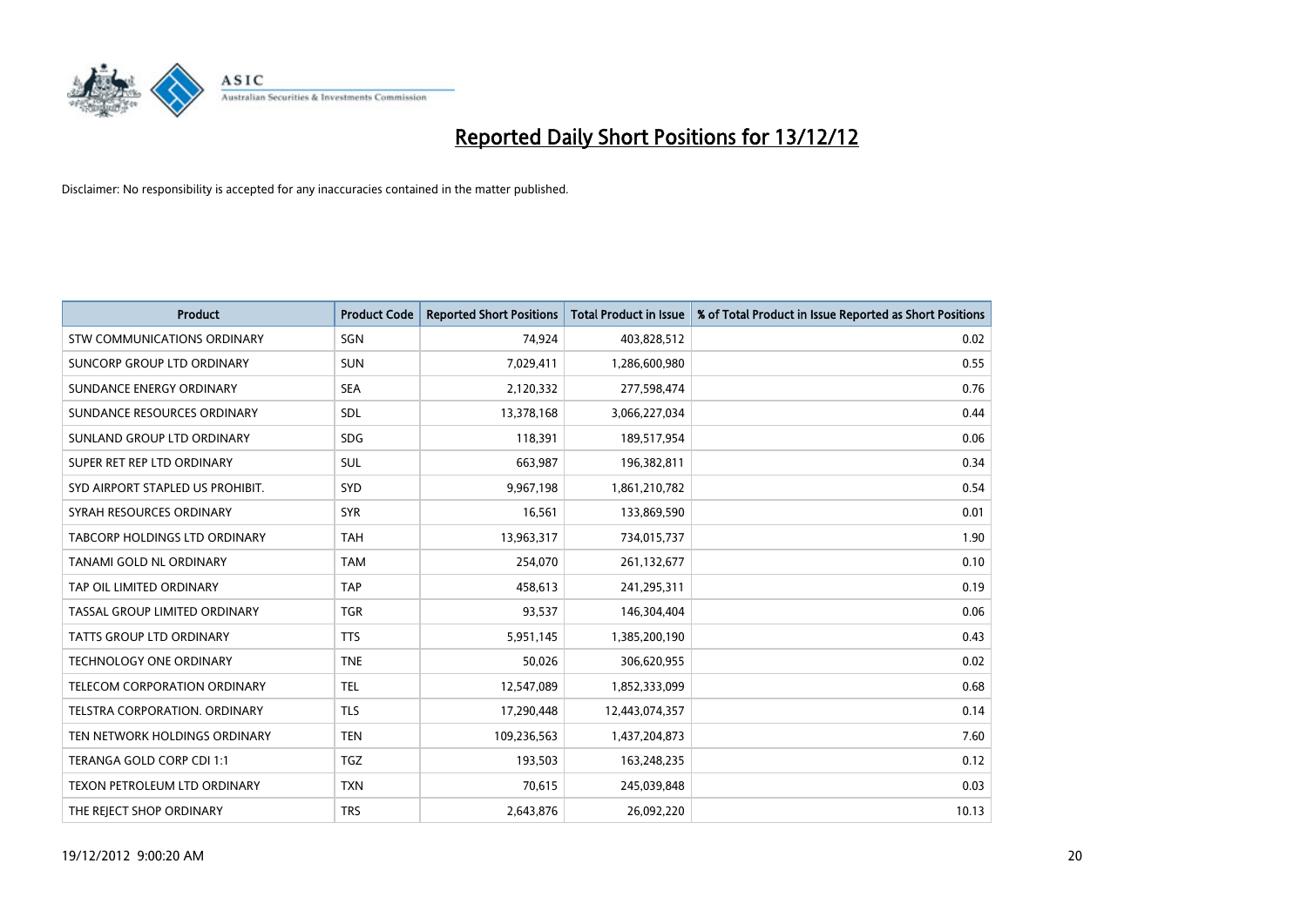# Reported Daily Short Positions for 13/12/12

Disclaimer: No responsibility is accepted for any inaccuracies contained in the matter published.

| Product | Product Code | Reported Short Positions | Total Product in Issue | % of Total Product in Issue Reported as Short Positions |
|---|---|---|---|---|
| STW COMMUNICATIONS ORDINARY | SGN | 74,924 | 403,828,512 | 0.02 |
| SUNCORP GROUP LTD ORDINARY | SUN | 7,029,411 | 1,286,600,980 | 0.55 |
| SUNDANCE ENERGY ORDINARY | SEA | 2,120,332 | 277,598,474 | 0.76 |
| SUNDANCE RESOURCES ORDINARY | SDL | 13,378,168 | 3,066,227,034 | 0.44 |
| SUNLAND GROUP LTD ORDINARY | SDG | 118,391 | 189,517,954 | 0.06 |
| SUPER RET REP LTD ORDINARY | SUL | 663,987 | 196,382,811 | 0.34 |
| SYD AIRPORT STAPLED US PROHIBIT. | SYD | 9,967,198 | 1,861,210,782 | 0.54 |
| SYRAH RESOURCES ORDINARY | SYR | 16,561 | 133,869,590 | 0.01 |
| TABCORP HOLDINGS LTD ORDINARY | TAH | 13,963,317 | 734,015,737 | 1.90 |
| TANAMI GOLD NL ORDINARY | TAM | 254,070 | 261,132,677 | 0.10 |
| TAP OIL LIMITED ORDINARY | TAP | 458,613 | 241,295,311 | 0.19 |
| TASSAL GROUP LIMITED ORDINARY | TGR | 93,537 | 146,304,404 | 0.06 |
| TATTS GROUP LTD ORDINARY | TTS | 5,951,145 | 1,385,200,190 | 0.43 |
| TECHNOLOGY ONE ORDINARY | TNE | 50,026 | 306,620,955 | 0.02 |
| TELECOM CORPORATION ORDINARY | TEL | 12,547,089 | 1,852,333,099 | 0.68 |
| TELSTRA CORPORATION. ORDINARY | TLS | 17,290,448 | 12,443,074,357 | 0.14 |
| TEN NETWORK HOLDINGS ORDINARY | TEN | 109,236,563 | 1,437,204,873 | 7.60 |
| TERANGA GOLD CORP CDI 1:1 | TGZ | 193,503 | 163,248,235 | 0.12 |
| TEXON PETROLEUM LTD ORDINARY | TXN | 70,615 | 245,039,848 | 0.03 |
| THE REJECT SHOP ORDINARY | TRS | 2,643,876 | 26,092,220 | 10.13 |

19/12/2012 9:00:20 AM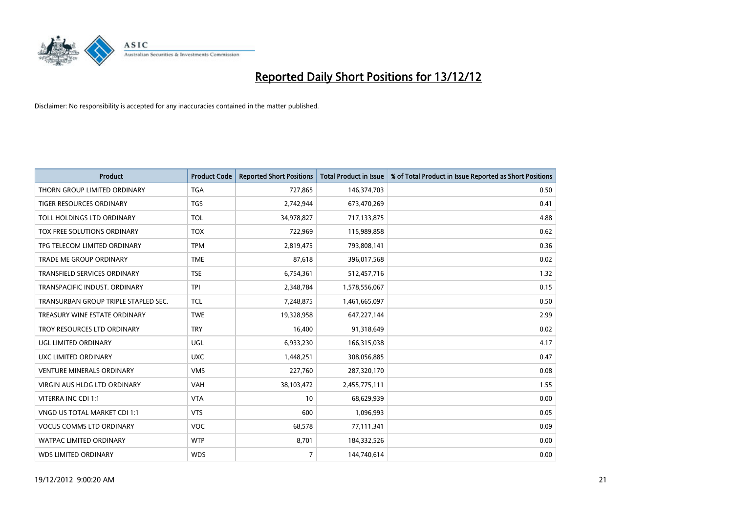# Reported Daily Short Positions for 13/12/12

Disclaimer: No responsibility is accepted for any inaccuracies contained in the matter published.

| Product | Product Code | Reported Short Positions | Total Product in Issue | % of Total Product in Issue Reported as Short Positions |
|---|---|---|---|---|
| THORN GROUP LIMITED ORDINARY | TGA | 727,865 | 146,374,703 | 0.50 |
| TIGER RESOURCES ORDINARY | TGS | 2,742,944 | 673,470,269 | 0.41 |
| TOLL HOLDINGS LTD ORDINARY | TOL | 34,978,827 | 717,133,875 | 4.88 |
| TOX FREE SOLUTIONS ORDINARY | TOX | 722,969 | 115,989,858 | 0.62 |
| TPG TELECOM LIMITED ORDINARY | TPM | 2,819,475 | 793,808,141 | 0.36 |
| TRADE ME GROUP ORDINARY | TME | 87,618 | 396,017,568 | 0.02 |
| TRANSFIELD SERVICES ORDINARY | TSE | 6,754,361 | 512,457,716 | 1.32 |
| TRANSPACIFIC INDUST. ORDINARY | TPI | 2,348,784 | 1,578,556,067 | 0.15 |
| TRANSURBAN GROUP TRIPLE STAPLED SEC. | TCL | 7,248,875 | 1,461,665,097 | 0.50 |
| TREASURY WINE ESTATE ORDINARY | TWE | 19,328,958 | 647,227,144 | 2.99 |
| TROY RESOURCES LTD ORDINARY | TRY | 16,400 | 91,318,649 | 0.02 |
| UGL LIMITED ORDINARY | UGL | 6,933,230 | 166,315,038 | 4.17 |
| UXC LIMITED ORDINARY | UXC | 1,448,251 | 308,056,885 | 0.47 |
| VENTURE MINERALS ORDINARY | VMS | 227,760 | 287,320,170 | 0.08 |
| VIRGIN AUS HLDG LTD ORDINARY | VAH | 38,103,472 | 2,455,775,111 | 1.55 |
| VITERRA INC CDI 1:1 | VTA | 10 | 68,629,939 | 0.00 |
| VNGD US TOTAL MARKET CDI 1:1 | VTS | 600 | 1,096,993 | 0.05 |
| VOCUS COMMS LTD ORDINARY | VOC | 68,578 | 77,111,341 | 0.09 |
| WATPAC LIMITED ORDINARY | WTP | 8,701 | 184,332,526 | 0.00 |
| WDS LIMITED ORDINARY | WDS | 7 | 144,740,614 | 0.00 |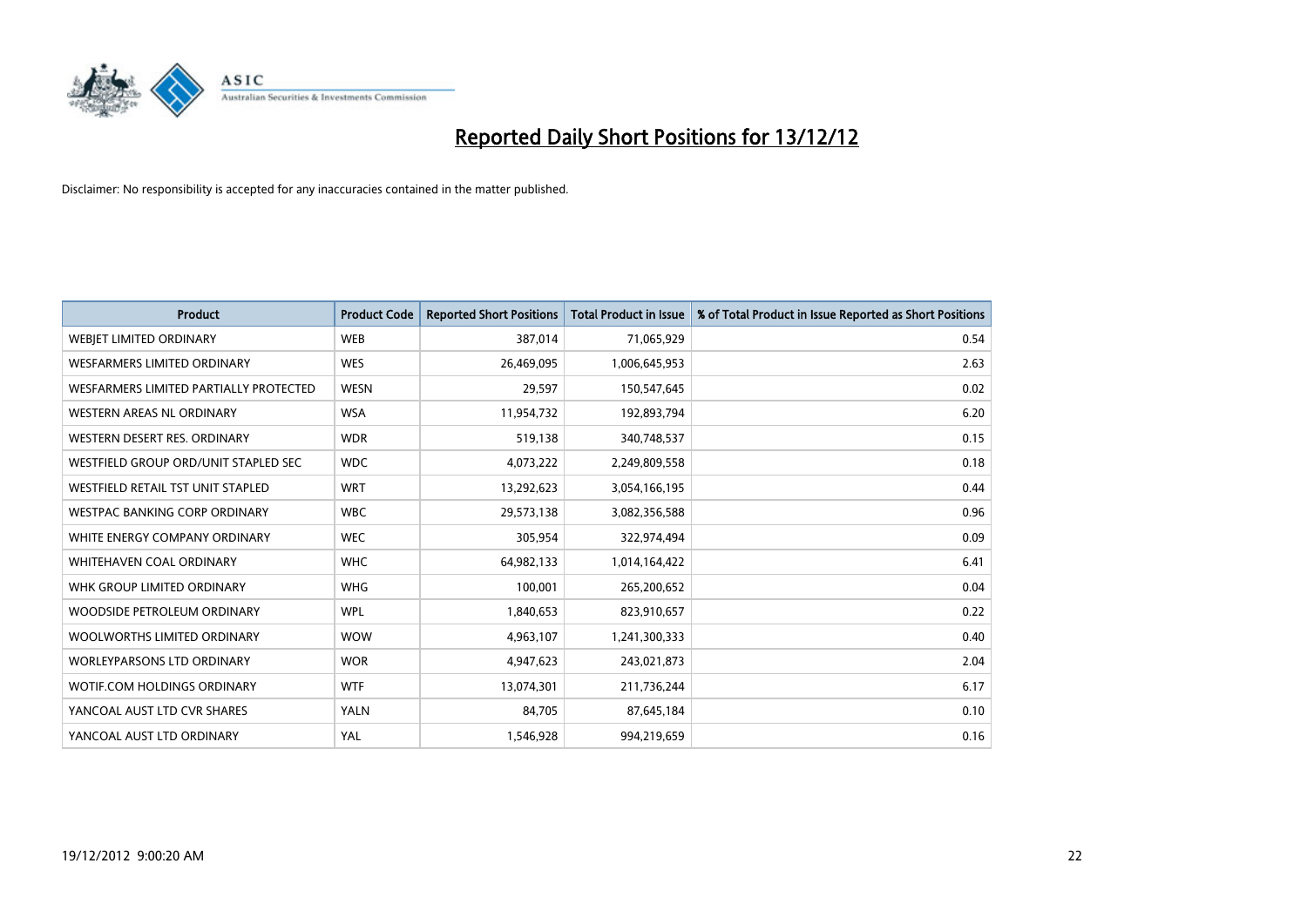# Reported Daily Short Positions for 13/12/12

Disclaimer: No responsibility is accepted for any inaccuracies contained in the matter published.

| Product | Product Code | Reported Short Positions | Total Product in Issue | % of Total Product in Issue Reported as Short Positions |
|---|---|---|---|---|
| WEBJET LIMITED ORDINARY | WEB | 387,014 | 71,065,929 | 0.54 |
| WESFARMERS LIMITED ORDINARY | WES | 26,469,095 | 1,006,645,953 | 2.63 |
| WESFARMERS LIMITED PARTIALLY PROTECTED | WESN | 29,597 | 150,547,645 | 0.02 |
| WESTERN AREAS NL ORDINARY | WSA | 11,954,732 | 192,893,794 | 6.20 |
| WESTERN DESERT RES. ORDINARY | WDR | 519,138 | 340,748,537 | 0.15 |
| WESTFIELD GROUP ORD/UNIT STAPLED SEC | WDC | 4,073,222 | 2,249,809,558 | 0.18 |
| WESTFIELD RETAIL TST UNIT STAPLED | WRT | 13,292,623 | 3,054,166,195 | 0.44 |
| WESTPAC BANKING CORP ORDINARY | WBC | 29,573,138 | 3,082,356,588 | 0.96 |
| WHITE ENERGY COMPANY ORDINARY | WEC | 305,954 | 322,974,494 | 0.09 |
| WHITEHAVEN COAL ORDINARY | WHC | 64,982,133 | 1,014,164,422 | 6.41 |
| WHK GROUP LIMITED ORDINARY | WHG | 100,001 | 265,200,652 | 0.04 |
| WOODSIDE PETROLEUM ORDINARY | WPL | 1,840,653 | 823,910,657 | 0.22 |
| WOOLWORTHS LIMITED ORDINARY | WOW | 4,963,107 | 1,241,300,333 | 0.40 |
| WORLEYPARSONS LTD ORDINARY | WOR | 4,947,623 | 243,021,873 | 2.04 |
| WOTIF.COM HOLDINGS ORDINARY | WTF | 13,074,301 | 211,736,244 | 6.17 |
| YANCOAL AUST LTD CVR SHARES | YALN | 84,705 | 87,645,184 | 0.10 |
| YANCOAL AUST LTD ORDINARY | YAL | 1,546,928 | 994,219,659 | 0.16 |

19/12/2012 9:00:20 AM